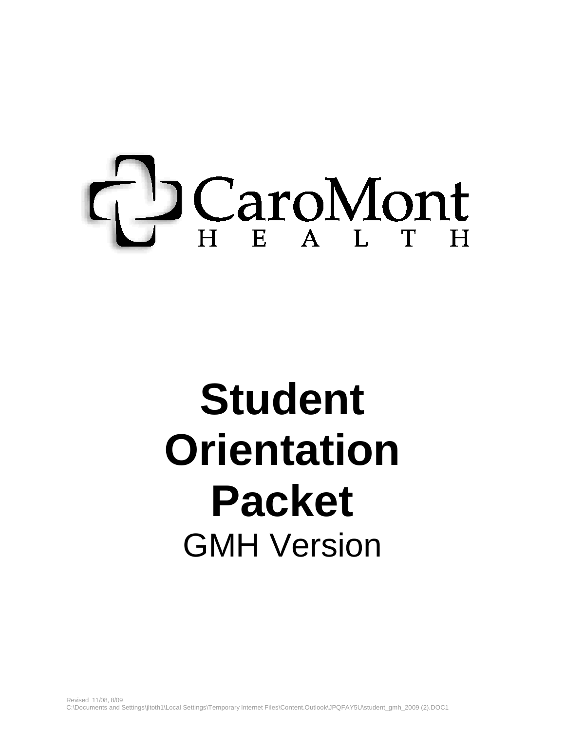CaroMont HEALTH

# Student Orientation Packet

GMH Version

Revised 11/08, 8/09
C:\Documents and Settings\jltoth1\Local Settings\Temporary Internet Files\Content.Outlook\JPQFAY5U\student_gmh_2009 (2).DOC1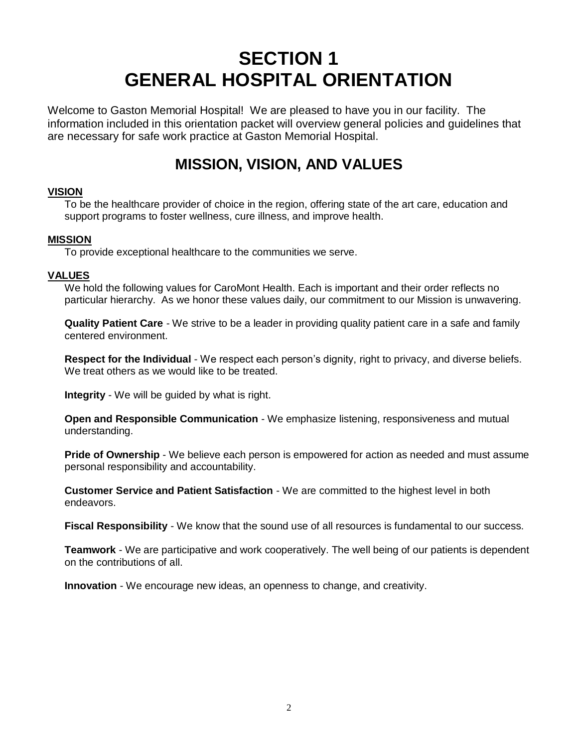# SECTION 1
# GENERAL HOSPITAL ORIENTATION

Welcome to Gaston Memorial Hospital! We are pleased to have you in our facility. The information included in this orientation packet will overview general policies and guidelines that are necessary for safe work practice at Gaston Memorial Hospital.

## MISSION, VISION, AND VALUES

### VISION

To be the healthcare provider of choice in the region, offering state of the art care, education and support programs to foster wellness, cure illness, and improve health.

### MISSION

To provide exceptional healthcare to the communities we serve.

### VALUES

We hold the following values for CaroMont Health. Each is important and their order reflects no particular hierarchy. As we honor these values daily, our commitment to our Mission is unwavering.

**Quality Patient Care** - We strive to be a leader in providing quality patient care in a safe and family centered environment.

**Respect for the Individual** - We respect each person's dignity, right to privacy, and diverse beliefs. We treat others as we would like to be treated.

**Integrity** - We will be guided by what is right.

**Open and Responsible Communication** - We emphasize listening, responsiveness and mutual understanding.

**Pride of Ownership** - We believe each person is empowered for action as needed and must assume personal responsibility and accountability.

**Customer Service and Patient Satisfaction** - We are committed to the highest level in both endeavors.

**Fiscal Responsibility** - We know that the sound use of all resources is fundamental to our success.

**Teamwork** - We are participative and work cooperatively. The well being of our patients is dependent on the contributions of all.

**Innovation** - We encourage new ideas, an openness to change, and creativity.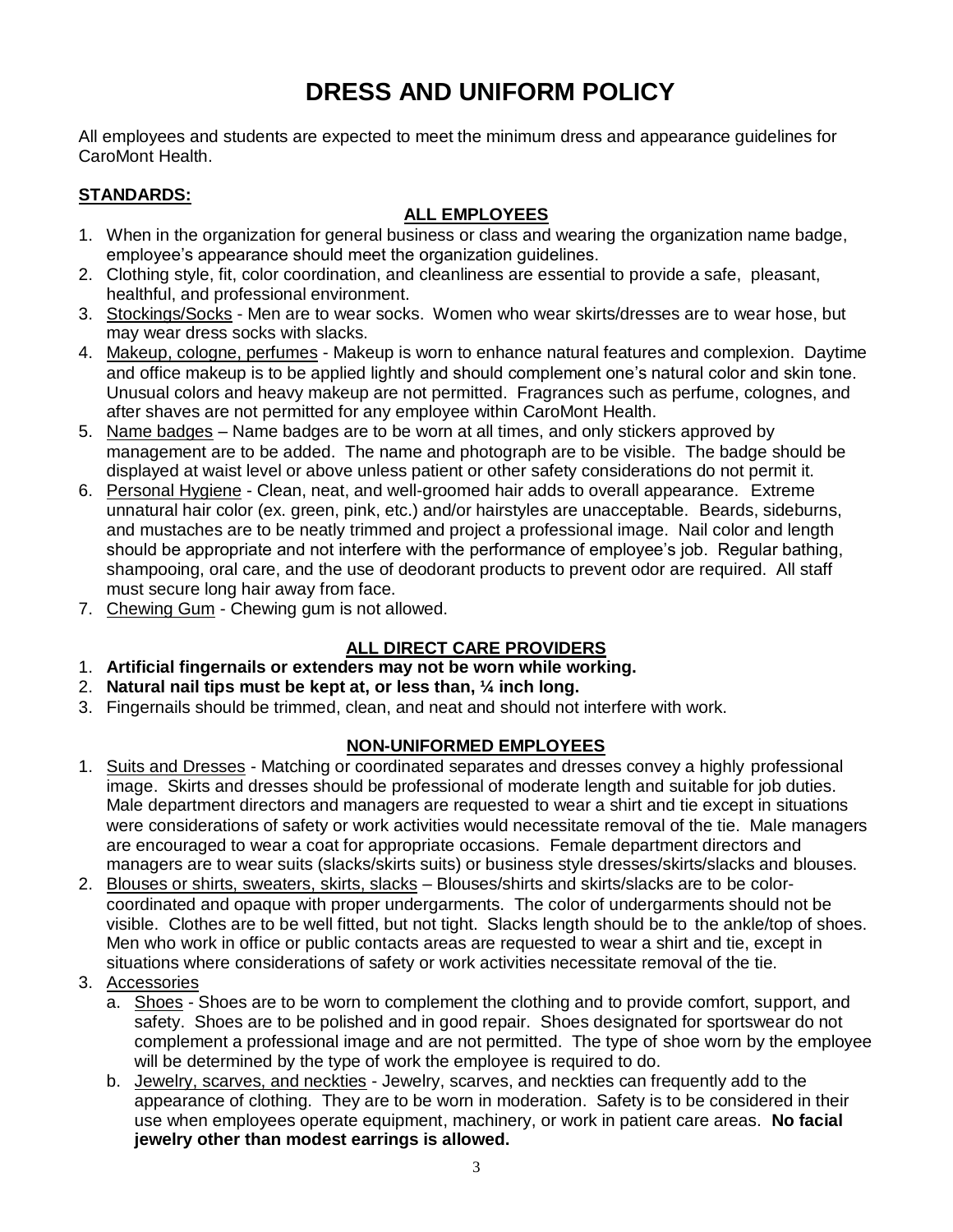# DRESS AND UNIFORM POLICY

All employees and students are expected to meet the minimum dress and appearance guidelines for CaroMont Health.

**STANDARDS:**

## ALL EMPLOYEES

1. When in the organization for general business or class and wearing the organization name badge, employee's appearance should meet the organization guidelines.
2. Clothing style, fit, color coordination, and cleanliness are essential to provide a safe, pleasant, healthful, and professional environment.
3. Stockings/Socks - Men are to wear socks. Women who wear skirts/dresses are to wear hose, but may wear dress socks with slacks.
4. Makeup, cologne, perfumes - Makeup is worn to enhance natural features and complexion. Daytime and office makeup is to be applied lightly and should complement one's natural color and skin tone. Unusual colors and heavy makeup are not permitted. Fragrances such as perfume, colognes, and after shaves are not permitted for any employee within CaroMont Health.
5. Name badges – Name badges are to be worn at all times, and only stickers approved by management are to be added. The name and photograph are to be visible. The badge should be displayed at waist level or above unless patient or other safety considerations do not permit it.
6. Personal Hygiene - Clean, neat, and well-groomed hair adds to overall appearance. Extreme unnatural hair color (ex. green, pink, etc.) and/or hairstyles are unacceptable. Beards, sideburns, and mustaches are to be neatly trimmed and project a professional image. Nail color and length should be appropriate and not interfere with the performance of employee's job. Regular bathing, shampooing, oral care, and the use of deodorant products to prevent odor are required. All staff must secure long hair away from face.
7. Chewing Gum - Chewing gum is not allowed.

## ALL DIRECT CARE PROVIDERS

1. **Artificial fingernails or extenders may not be worn while working.**
2. **Natural nail tips must be kept at, or less than, ¼ inch long.**
3. Fingernails should be trimmed, clean, and neat and should not interfere with work.

## NON-UNIFORMED EMPLOYEES

1. Suits and Dresses - Matching or coordinated separates and dresses convey a highly professional image. Skirts and dresses should be professional of moderate length and suitable for job duties. Male department directors and managers are requested to wear a shirt and tie except in situations were considerations of safety or work activities would necessitate removal of the tie. Male managers are encouraged to wear a coat for appropriate occasions. Female department directors and managers are to wear suits (slacks/skirts suits) or business style dresses/skirts/slacks and blouses.
2. Blouses or shirts, sweaters, skirts, slacks – Blouses/shirts and skirts/slacks are to be color-coordinated and opaque with proper undergarments. The color of undergarments should not be visible. Clothes are to be well fitted, but not tight. Slacks length should be to the ankle/top of shoes. Men who work in office or public contacts areas are requested to wear a shirt and tie, except in situations where considerations of safety or work activities necessitate removal of the tie.
3. Accessories
   a. Shoes - Shoes are to be worn to complement the clothing and to provide comfort, support, and safety. Shoes are to be polished and in good repair. Shoes designated for sportswear do not complement a professional image and are not permitted. The type of shoe worn by the employee will be determined by the type of work the employee is required to do.
   b. Jewelry, scarves, and neckties - Jewelry, scarves, and neckties can frequently add to the appearance of clothing. They are to be worn in moderation. Safety is to be considered in their use when employees operate equipment, machinery, or work in patient care areas. **No facial jewelry other than modest earrings is allowed.**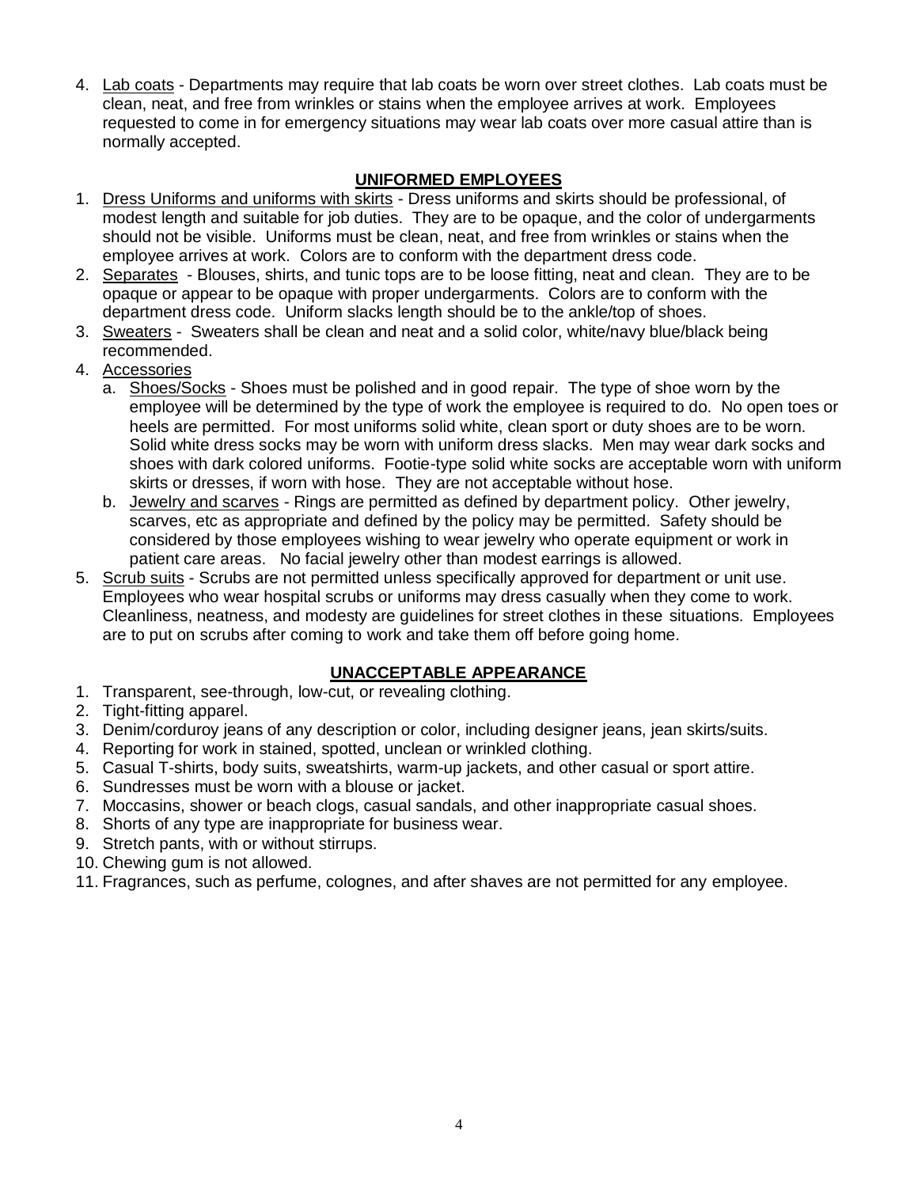4. <u>Lab coats</u> - Departments may require that lab coats be worn over street clothes. Lab coats must be clean, neat, and free from wrinkles or stains when the employee arrives at work. Employees requested to come in for emergency situations may wear lab coats over more casual attire than is normally accepted.

## UNIFORMED EMPLOYEES

1. <u>Dress Uniforms and uniforms with skirts</u> - Dress uniforms and skirts should be professional, of modest length and suitable for job duties. They are to be opaque, and the color of undergarments should not be visible. Uniforms must be clean, neat, and free from wrinkles or stains when the employee arrives at work. Colors are to conform with the department dress code.
2. <u>Separates</u> - Blouses, shirts, and tunic tops are to be loose fitting, neat and clean. They are to be opaque or appear to be opaque with proper undergarments. Colors are to conform with the department dress code. Uniform slacks length should be to the ankle/top of shoes.
3. <u>Sweaters</u> - Sweaters shall be clean and neat and a solid color, white/navy blue/black being recommended.
4. <u>Accessories</u>
   a. <u>Shoes/Socks</u> - Shoes must be polished and in good repair. The type of shoe worn by the employee will be determined by the type of work the employee is required to do. No open toes or heels are permitted. For most uniforms solid white, clean sport or duty shoes are to be worn. Solid white dress socks may be worn with uniform dress slacks. Men may wear dark socks and shoes with dark colored uniforms. Footie-type solid white socks are acceptable worn with uniform skirts or dresses, if worn with hose. They are not acceptable without hose.
   b. <u>Jewelry and scarves</u> - Rings are permitted as defined by department policy. Other jewelry, scarves, etc as appropriate and defined by the policy may be permitted. Safety should be considered by those employees wishing to wear jewelry who operate equipment or work in patient care areas. No facial jewelry other than modest earrings is allowed.
5. <u>Scrub suits</u> - Scrubs are not permitted unless specifically approved for department or unit use. Employees who wear hospital scrubs or uniforms may dress casually when they come to work. Cleanliness, neatness, and modesty are guidelines for street clothes in these situations. Employees are to put on scrubs after coming to work and take them off before going home.

## UNACCEPTABLE APPEARANCE

1. Transparent, see-through, low-cut, or revealing clothing.
2. Tight-fitting apparel.
3. Denim/corduroy jeans of any description or color, including designer jeans, jean skirts/suits.
4. Reporting for work in stained, spotted, unclean or wrinkled clothing.
5. Casual T-shirts, body suits, sweatshirts, warm-up jackets, and other casual or sport attire.
6. Sundresses must be worn with a blouse or jacket.
7. Moccasins, shower or beach clogs, casual sandals, and other inappropriate casual shoes.
8. Shorts of any type are inappropriate for business wear.
9. Stretch pants, with or without stirrups.
10. Chewing gum is not allowed.
11. Fragrances, such as perfume, colognes, and after shaves are not permitted for any employee.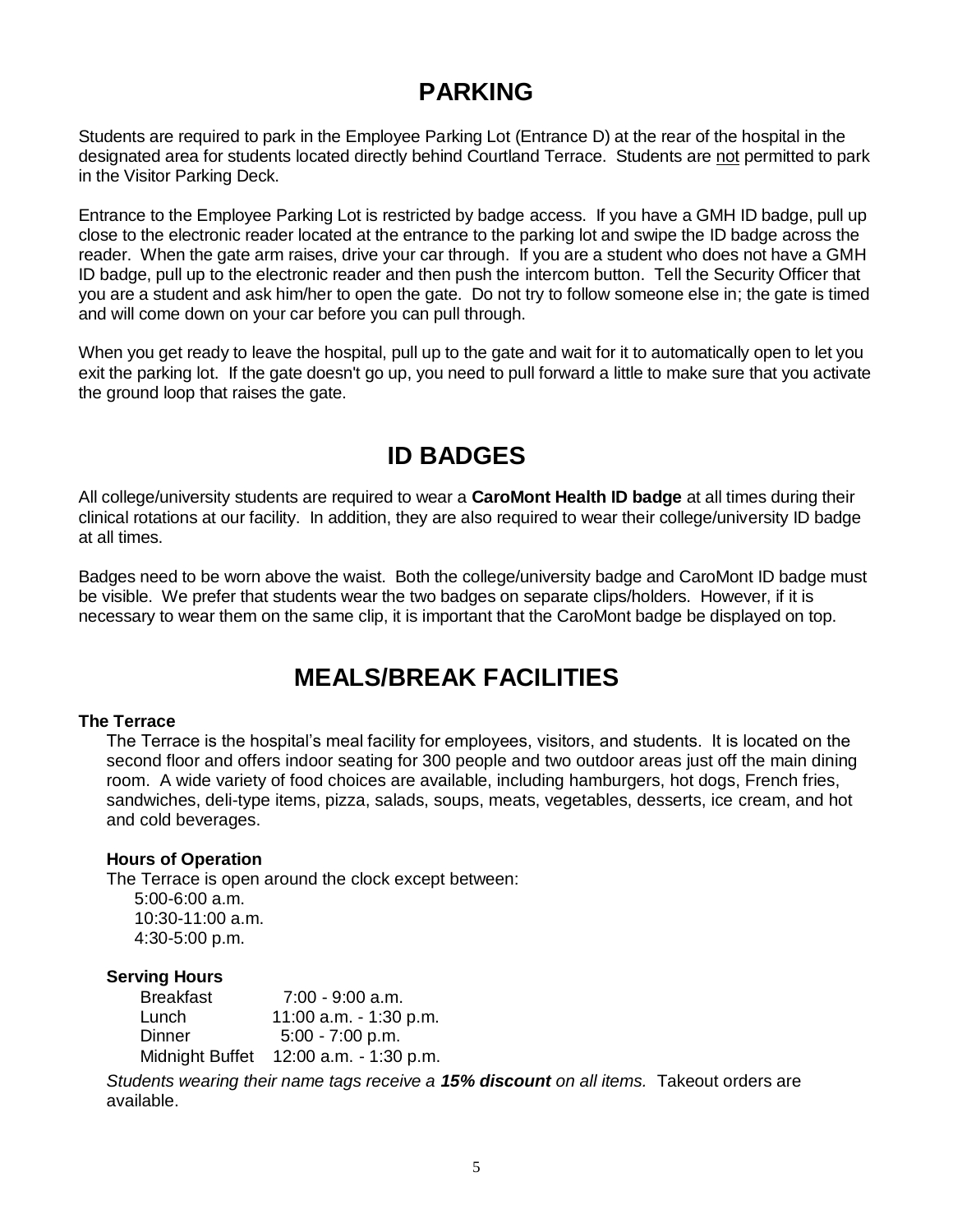# PARKING

Students are required to park in the Employee Parking Lot (Entrance D) at the rear of the hospital in the designated area for students located directly behind Courtland Terrace. Students are <u>not</u> permitted to park in the Visitor Parking Deck.

Entrance to the Employee Parking Lot is restricted by badge access. If you have a GMH ID badge, pull up close to the electronic reader located at the entrance to the parking lot and swipe the ID badge across the reader. When the gate arm raises, drive your car through. If you are a student who does not have a GMH ID badge, pull up to the electronic reader and then push the intercom button. Tell the Security Officer that you are a student and ask him/her to open the gate. Do not try to follow someone else in; the gate is timed and will come down on your car before you can pull through.

When you get ready to leave the hospital, pull up to the gate and wait for it to automatically open to let you exit the parking lot. If the gate doesn't go up, you need to pull forward a little to make sure that you activate the ground loop that raises the gate.

# ID BADGES

All college/university students are required to wear a **CaroMont Health ID badge** at all times during their clinical rotations at our facility. In addition, they are also required to wear their college/university ID badge at all times.

Badges need to be worn above the waist. Both the college/university badge and CaroMont ID badge must be visible. We prefer that students wear the two badges on separate clips/holders. However, if it is necessary to wear them on the same clip, it is important that the CaroMont badge be displayed on top.

# MEALS/BREAK FACILITIES

**The Terrace**

The Terrace is the hospital's meal facility for employees, visitors, and students. It is located on the second floor and offers indoor seating for 300 people and two outdoor areas just off the main dining room. A wide variety of food choices are available, including hamburgers, hot dogs, French fries, sandwiches, deli-type items, pizza, salads, soups, meats, vegetables, desserts, ice cream, and hot and cold beverages.

**Hours of Operation**

The Terrace is open around the clock except between:
5:00-6:00 a.m.
10:30-11:00 a.m.
4:30-5:00 p.m.

**Serving Hours**

| | |
|---|---|
| Breakfast | 7:00 - 9:00 a.m. |
| Lunch | 11:00 a.m. - 1:30 p.m. |
| Dinner | 5:00 - 7:00 p.m. |
| Midnight Buffet | 12:00 a.m. - 1:30 p.m. |

*Students wearing their name tags receive a **15% discount** on all items.* Takeout orders are available.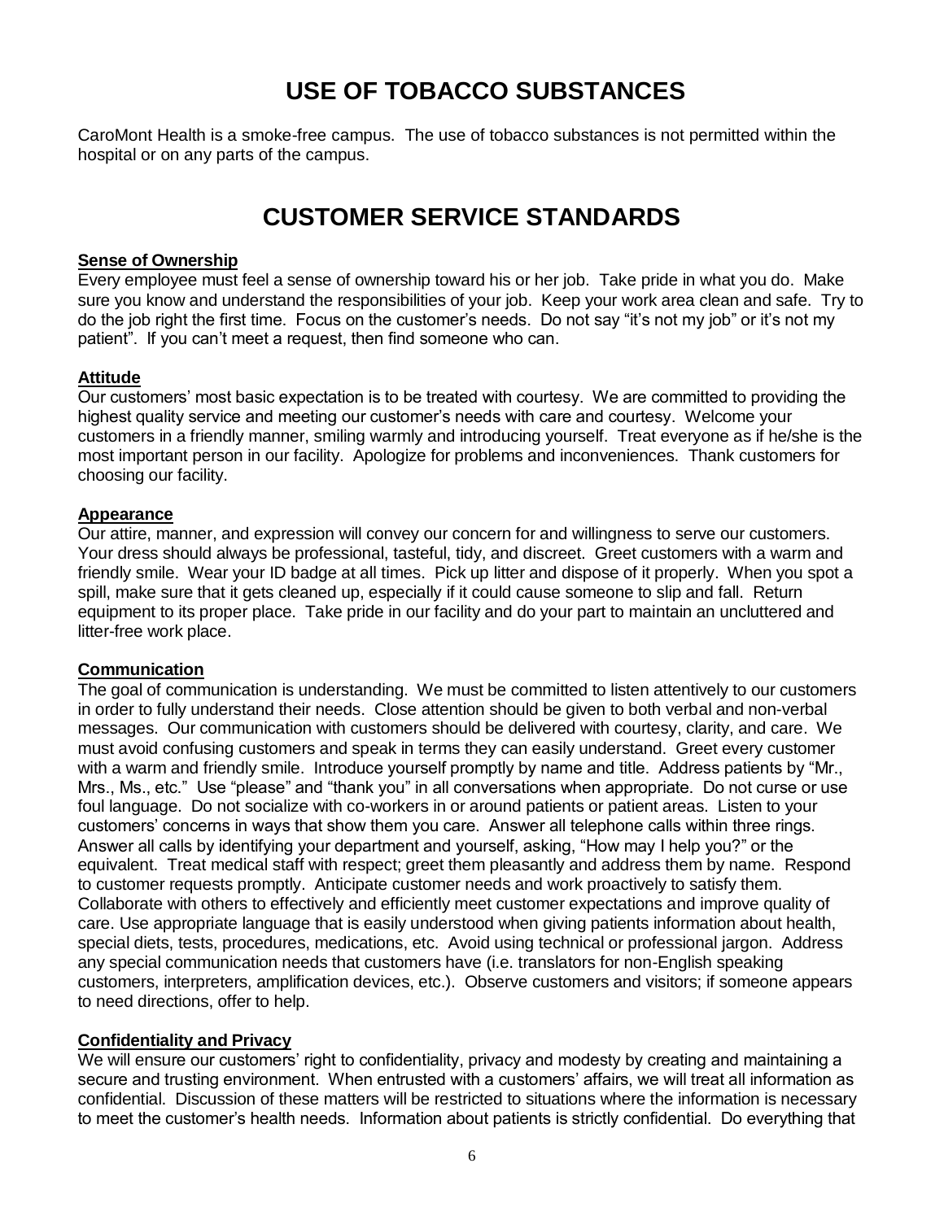# USE OF TOBACCO SUBSTANCES

CaroMont Health is a smoke-free campus. The use of tobacco substances is not permitted within the hospital or on any parts of the campus.

# CUSTOMER SERVICE STANDARDS

**Sense of Ownership**

Every employee must feel a sense of ownership toward his or her job. Take pride in what you do. Make sure you know and understand the responsibilities of your job. Keep your work area clean and safe. Try to do the job right the first time. Focus on the customer's needs. Do not say "it's not my job" or it's not my patient". If you can't meet a request, then find someone who can.

**Attitude**

Our customers' most basic expectation is to be treated with courtesy. We are committed to providing the highest quality service and meeting our customer's needs with care and courtesy. Welcome your customers in a friendly manner, smiling warmly and introducing yourself. Treat everyone as if he/she is the most important person in our facility. Apologize for problems and inconveniences. Thank customers for choosing our facility.

**Appearance**

Our attire, manner, and expression will convey our concern for and willingness to serve our customers. Your dress should always be professional, tasteful, tidy, and discreet. Greet customers with a warm and friendly smile. Wear your ID badge at all times. Pick up litter and dispose of it properly. When you spot a spill, make sure that it gets cleaned up, especially if it could cause someone to slip and fall. Return equipment to its proper place. Take pride in our facility and do your part to maintain an uncluttered and litter-free work place.

**Communication**

The goal of communication is understanding. We must be committed to listen attentively to our customers in order to fully understand their needs. Close attention should be given to both verbal and non-verbal messages. Our communication with customers should be delivered with courtesy, clarity, and care. We must avoid confusing customers and speak in terms they can easily understand. Greet every customer with a warm and friendly smile. Introduce yourself promptly by name and title. Address patients by "Mr., Mrs., Ms., etc." Use "please" and "thank you" in all conversations when appropriate. Do not curse or use foul language. Do not socialize with co-workers in or around patients or patient areas. Listen to your customers' concerns in ways that show them you care. Answer all telephone calls within three rings. Answer all calls by identifying your department and yourself, asking, "How may I help you?" or the equivalent. Treat medical staff with respect; greet them pleasantly and address them by name. Respond to customer requests promptly. Anticipate customer needs and work proactively to satisfy them. Collaborate with others to effectively and efficiently meet customer expectations and improve quality of care. Use appropriate language that is easily understood when giving patients information about health, special diets, tests, procedures, medications, etc. Avoid using technical or professional jargon. Address any special communication needs that customers have (i.e. translators for non-English speaking customers, interpreters, amplification devices, etc.). Observe customers and visitors; if someone appears to need directions, offer to help.

**Confidentiality and Privacy**

We will ensure our customers' right to confidentiality, privacy and modesty by creating and maintaining a secure and trusting environment. When entrusted with a customers' affairs, we will treat all information as confidential. Discussion of these matters will be restricted to situations where the information is necessary to meet the customer's health needs. Information about patients is strictly confidential. Do everything that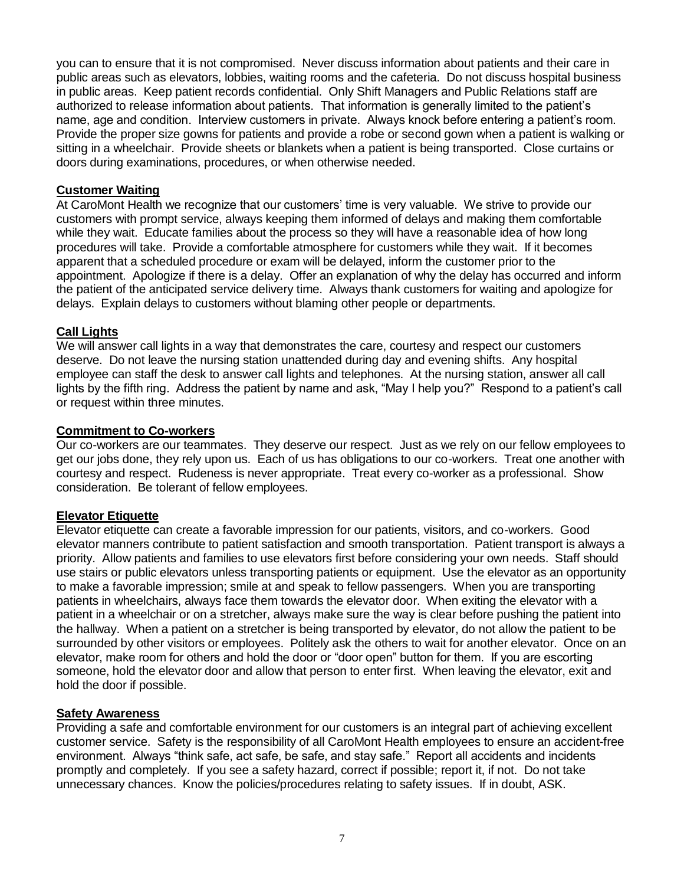you can to ensure that it is not compromised. Never discuss information about patients and their care in public areas such as elevators, lobbies, waiting rooms and the cafeteria. Do not discuss hospital business in public areas. Keep patient records confidential. Only Shift Managers and Public Relations staff are authorized to release information about patients. That information is generally limited to the patient's name, age and condition. Interview customers in private. Always knock before entering a patient's room. Provide the proper size gowns for patients and provide a robe or second gown when a patient is walking or sitting in a wheelchair. Provide sheets or blankets when a patient is being transported. Close curtains or doors during examinations, procedures, or when otherwise needed.

**Customer Waiting**

At CaroMont Health we recognize that our customers' time is very valuable. We strive to provide our customers with prompt service, always keeping them informed of delays and making them comfortable while they wait. Educate families about the process so they will have a reasonable idea of how long procedures will take. Provide a comfortable atmosphere for customers while they wait. If it becomes apparent that a scheduled procedure or exam will be delayed, inform the customer prior to the appointment. Apologize if there is a delay. Offer an explanation of why the delay has occurred and inform the patient of the anticipated service delivery time. Always thank customers for waiting and apologize for delays. Explain delays to customers without blaming other people or departments.

**Call Lights**

We will answer call lights in a way that demonstrates the care, courtesy and respect our customers deserve. Do not leave the nursing station unattended during day and evening shifts. Any hospital employee can staff the desk to answer call lights and telephones. At the nursing station, answer all call lights by the fifth ring. Address the patient by name and ask, "May I help you?" Respond to a patient's call or request within three minutes.

**Commitment to Co-workers**

Our co-workers are our teammates. They deserve our respect. Just as we rely on our fellow employees to get our jobs done, they rely upon us. Each of us has obligations to our co-workers. Treat one another with courtesy and respect. Rudeness is never appropriate. Treat every co-worker as a professional. Show consideration. Be tolerant of fellow employees.

**Elevator Etiquette**

Elevator etiquette can create a favorable impression for our patients, visitors, and co-workers. Good elevator manners contribute to patient satisfaction and smooth transportation. Patient transport is always a priority. Allow patients and families to use elevators first before considering your own needs. Staff should use stairs or public elevators unless transporting patients or equipment. Use the elevator as an opportunity to make a favorable impression; smile at and speak to fellow passengers. When you are transporting patients in wheelchairs, always face them towards the elevator door. When exiting the elevator with a patient in a wheelchair or on a stretcher, always make sure the way is clear before pushing the patient into the hallway. When a patient on a stretcher is being transported by elevator, do not allow the patient to be surrounded by other visitors or employees. Politely ask the others to wait for another elevator. Once on an elevator, make room for others and hold the door or "door open" button for them. If you are escorting someone, hold the elevator door and allow that person to enter first. When leaving the elevator, exit and hold the door if possible.

**Safety Awareness**

Providing a safe and comfortable environment for our customers is an integral part of achieving excellent customer service. Safety is the responsibility of all CaroMont Health employees to ensure an accident-free environment. Always "think safe, act safe, be safe, and stay safe." Report all accidents and incidents promptly and completely. If you see a safety hazard, correct if possible; report it, if not. Do not take unnecessary chances. Know the policies/procedures relating to safety issues. If in doubt, ASK.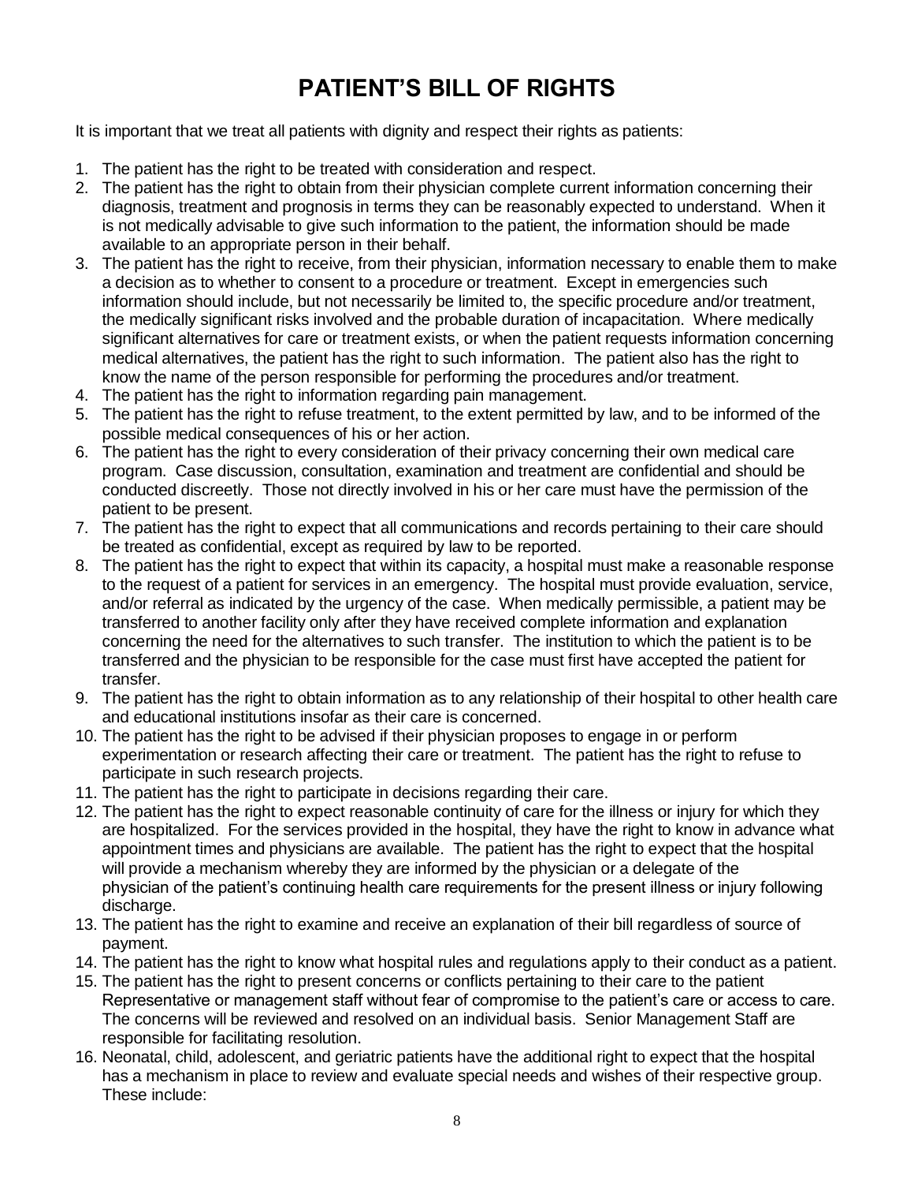# PATIENT'S BILL OF RIGHTS

It is important that we treat all patients with dignity and respect their rights as patients:

1. The patient has the right to be treated with consideration and respect.
2. The patient has the right to obtain from their physician complete current information concerning their diagnosis, treatment and prognosis in terms they can be reasonably expected to understand. When it is not medically advisable to give such information to the patient, the information should be made available to an appropriate person in their behalf.
3. The patient has the right to receive, from their physician, information necessary to enable them to make a decision as to whether to consent to a procedure or treatment. Except in emergencies such information should include, but not necessarily be limited to, the specific procedure and/or treatment, the medically significant risks involved and the probable duration of incapacitation. Where medically significant alternatives for care or treatment exists, or when the patient requests information concerning medical alternatives, the patient has the right to such information. The patient also has the right to know the name of the person responsible for performing the procedures and/or treatment.
4. The patient has the right to information regarding pain management.
5. The patient has the right to refuse treatment, to the extent permitted by law, and to be informed of the possible medical consequences of his or her action.
6. The patient has the right to every consideration of their privacy concerning their own medical care program. Case discussion, consultation, examination and treatment are confidential and should be conducted discreetly. Those not directly involved in his or her care must have the permission of the patient to be present.
7. The patient has the right to expect that all communications and records pertaining to their care should be treated as confidential, except as required by law to be reported.
8. The patient has the right to expect that within its capacity, a hospital must make a reasonable response to the request of a patient for services in an emergency. The hospital must provide evaluation, service, and/or referral as indicated by the urgency of the case. When medically permissible, a patient may be transferred to another facility only after they have received complete information and explanation concerning the need for the alternatives to such transfer. The institution to which the patient is to be transferred and the physician to be responsible for the case must first have accepted the patient for transfer.
9. The patient has the right to obtain information as to any relationship of their hospital to other health care and educational institutions insofar as their care is concerned.
10. The patient has the right to be advised if their physician proposes to engage in or perform experimentation or research affecting their care or treatment. The patient has the right to refuse to participate in such research projects.
11. The patient has the right to participate in decisions regarding their care.
12. The patient has the right to expect reasonable continuity of care for the illness or injury for which they are hospitalized. For the services provided in the hospital, they have the right to know in advance what appointment times and physicians are available. The patient has the right to expect that the hospital will provide a mechanism whereby they are informed by the physician or a delegate of the physician of the patient's continuing health care requirements for the present illness or injury following discharge.
13. The patient has the right to examine and receive an explanation of their bill regardless of source of payment.
14. The patient has the right to know what hospital rules and regulations apply to their conduct as a patient.
15. The patient has the right to present concerns or conflicts pertaining to their care to the patient Representative or management staff without fear of compromise to the patient's care or access to care. The concerns will be reviewed and resolved on an individual basis. Senior Management Staff are responsible for facilitating resolution.
16. Neonatal, child, adolescent, and geriatric patients have the additional right to expect that the hospital has a mechanism in place to review and evaluate special needs and wishes of their respective group. These include: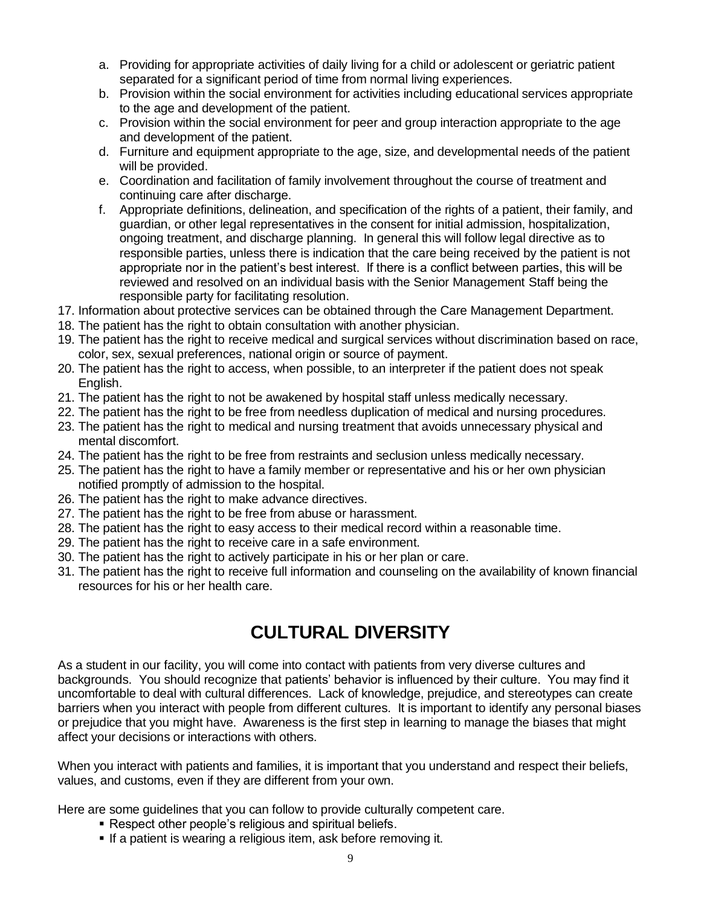a. Providing for appropriate activities of daily living for a child or adolescent or geriatric patient separated for a significant period of time from normal living experiences.
   b. Provision within the social environment for activities including educational services appropriate to the age and development of the patient.
   c. Provision within the social environment for peer and group interaction appropriate to the age and development of the patient.
   d. Furniture and equipment appropriate to the age, size, and developmental needs of the patient will be provided.
   e. Coordination and facilitation of family involvement throughout the course of treatment and continuing care after discharge.
   f. Appropriate definitions, delineation, and specification of the rights of a patient, their family, and guardian, or other legal representatives in the consent for initial admission, hospitalization, ongoing treatment, and discharge planning. In general this will follow legal directive as to responsible parties, unless there is indication that the care being received by the patient is not appropriate nor in the patient's best interest. If there is a conflict between parties, this will be reviewed and resolved on an individual basis with the Senior Management Staff being the responsible party for facilitating resolution.

17. Information about protective services can be obtained through the Care Management Department.
18. The patient has the right to obtain consultation with another physician.
19. The patient has the right to receive medical and surgical services without discrimination based on race, color, sex, sexual preferences, national origin or source of payment.
20. The patient has the right to access, when possible, to an interpreter if the patient does not speak English.
21. The patient has the right to not be awakened by hospital staff unless medically necessary.
22. The patient has the right to be free from needless duplication of medical and nursing procedures.
23. The patient has the right to medical and nursing treatment that avoids unnecessary physical and mental discomfort.
24. The patient has the right to be free from restraints and seclusion unless medically necessary.
25. The patient has the right to have a family member or representative and his or her own physician notified promptly of admission to the hospital.
26. The patient has the right to make advance directives.
27. The patient has the right to be free from abuse or harassment.
28. The patient has the right to easy access to their medical record within a reasonable time.
29. The patient has the right to receive care in a safe environment.
30. The patient has the right to actively participate in his or her plan or care.
31. The patient has the right to receive full information and counseling on the availability of known financial resources for his or her health care.

# CULTURAL DIVERSITY

As a student in our facility, you will come into contact with patients from very diverse cultures and backgrounds. You should recognize that patients' behavior is influenced by their culture. You may find it uncomfortable to deal with cultural differences. Lack of knowledge, prejudice, and stereotypes can create barriers when you interact with people from different cultures. It is important to identify any personal biases or prejudice that you might have. Awareness is the first step in learning to manage the biases that might affect your decisions or interactions with others.

When you interact with patients and families, it is important that you understand and respect their beliefs, values, and customs, even if they are different from your own.

Here are some guidelines that you can follow to provide culturally competent care.

- Respect other people's religious and spiritual beliefs.
- If a patient is wearing a religious item, ask before removing it.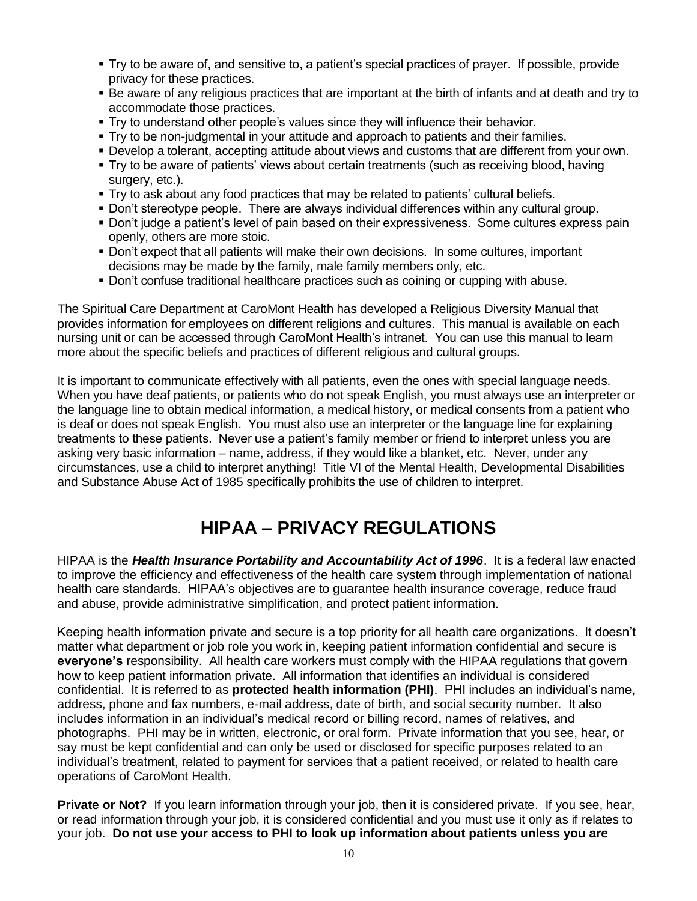- Try to be aware of, and sensitive to, a patient's special practices of prayer. If possible, provide privacy for these practices.
- Be aware of any religious practices that are important at the birth of infants and at death and try to accommodate those practices.
- Try to understand other people's values since they will influence their behavior.
- Try to be non-judgmental in your attitude and approach to patients and their families.
- Develop a tolerant, accepting attitude about views and customs that are different from your own.
- Try to be aware of patients' views about certain treatments (such as receiving blood, having surgery, etc.).
- Try to ask about any food practices that may be related to patients' cultural beliefs.
- Don't stereotype people. There are always individual differences within any cultural group.
- Don't judge a patient's level of pain based on their expressiveness. Some cultures express pain openly, others are more stoic.
- Don't expect that all patients will make their own decisions. In some cultures, important decisions may be made by the family, male family members only, etc.
- Don't confuse traditional healthcare practices such as coining or cupping with abuse.

The Spiritual Care Department at CaroMont Health has developed a Religious Diversity Manual that provides information for employees on different religions and cultures. This manual is available on each nursing unit or can be accessed through CaroMont Health's intranet. You can use this manual to learn more about the specific beliefs and practices of different religious and cultural groups.

It is important to communicate effectively with all patients, even the ones with special language needs. When you have deaf patients, or patients who do not speak English, you must always use an interpreter or the language line to obtain medical information, a medical history, or medical consents from a patient who is deaf or does not speak English. You must also use an interpreter or the language line for explaining treatments to these patients. Never use a patient's family member or friend to interpret unless you are asking very basic information – name, address, if they would like a blanket, etc. Never, under any circumstances, use a child to interpret anything! Title VI of the Mental Health, Developmental Disabilities and Substance Abuse Act of 1985 specifically prohibits the use of children to interpret.

# HIPAA – PRIVACY REGULATIONS

HIPAA is the ***Health Insurance Portability and Accountability Act of 1996***. It is a federal law enacted to improve the efficiency and effectiveness of the health care system through implementation of national health care standards. HIPAA's objectives are to guarantee health insurance coverage, reduce fraud and abuse, provide administrative simplification, and protect patient information.

Keeping health information private and secure is a top priority for all health care organizations. It doesn't matter what department or job role you work in, keeping patient information confidential and secure is **everyone's** responsibility. All health care workers must comply with the HIPAA regulations that govern how to keep patient information private. All information that identifies an individual is considered confidential. It is referred to as **protected health information (PHI)**. PHI includes an individual's name, address, phone and fax numbers, e-mail address, date of birth, and social security number. It also includes information in an individual's medical record or billing record, names of relatives, and photographs. PHI may be in written, electronic, or oral form. Private information that you see, hear, or say must be kept confidential and can only be used or disclosed for specific purposes related to an individual's treatment, related to payment for services that a patient received, or related to health care operations of CaroMont Health.

**Private or Not?** If you learn information through your job, then it is considered private. If you see, hear, or read information through your job, it is considered confidential and you must use it only as if relates to your job. **Do not use your access to PHI to look up information about patients unless you are**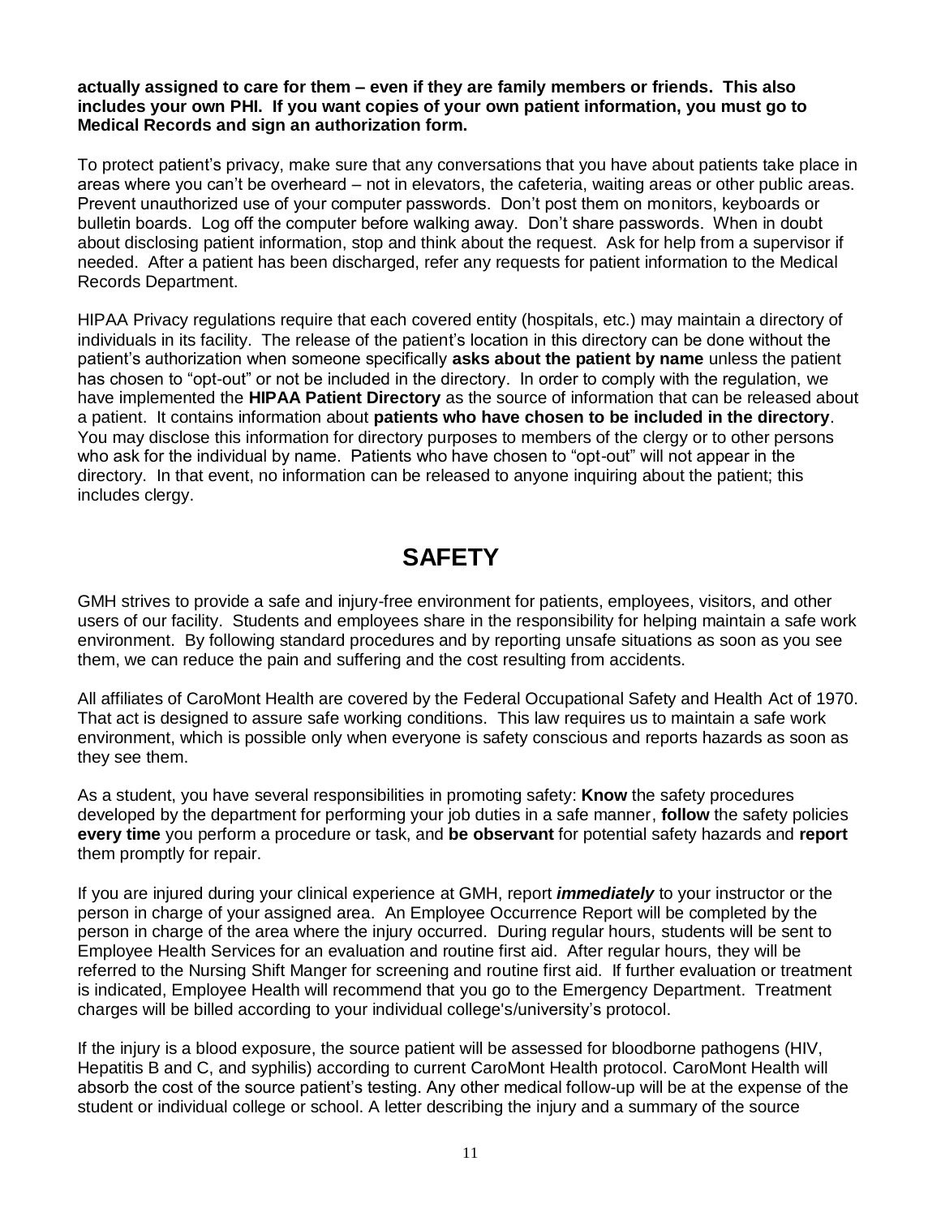**actually assigned to care for them – even if they are family members or friends. This also includes your own PHI. If you want copies of your own patient information, you must go to Medical Records and sign an authorization form.**

To protect patient's privacy, make sure that any conversations that you have about patients take place in areas where you can't be overheard – not in elevators, the cafeteria, waiting areas or other public areas. Prevent unauthorized use of your computer passwords. Don't post them on monitors, keyboards or bulletin boards. Log off the computer before walking away. Don't share passwords. When in doubt about disclosing patient information, stop and think about the request. Ask for help from a supervisor if needed. After a patient has been discharged, refer any requests for patient information to the Medical Records Department.

HIPAA Privacy regulations require that each covered entity (hospitals, etc.) may maintain a directory of individuals in its facility. The release of the patient's location in this directory can be done without the patient's authorization when someone specifically **asks about the patient by name** unless the patient has chosen to "opt-out" or not be included in the directory. In order to comply with the regulation, we have implemented the **HIPAA Patient Directory** as the source of information that can be released about a patient. It contains information about **patients who have chosen to be included in the directory**. You may disclose this information for directory purposes to members of the clergy or to other persons who ask for the individual by name. Patients who have chosen to "opt-out" will not appear in the directory. In that event, no information can be released to anyone inquiring about the patient; this includes clergy.

# SAFETY

GMH strives to provide a safe and injury-free environment for patients, employees, visitors, and other users of our facility. Students and employees share in the responsibility for helping maintain a safe work environment. By following standard procedures and by reporting unsafe situations as soon as you see them, we can reduce the pain and suffering and the cost resulting from accidents.

All affiliates of CaroMont Health are covered by the Federal Occupational Safety and Health Act of 1970. That act is designed to assure safe working conditions. This law requires us to maintain a safe work environment, which is possible only when everyone is safety conscious and reports hazards as soon as they see them.

As a student, you have several responsibilities in promoting safety: **Know** the safety procedures developed by the department for performing your job duties in a safe manner, **follow** the safety policies **every time** you perform a procedure or task, and **be observant** for potential safety hazards and **report** them promptly for repair.

If you are injured during your clinical experience at GMH, report ***immediately*** to your instructor or the person in charge of your assigned area. An Employee Occurrence Report will be completed by the person in charge of the area where the injury occurred. During regular hours, students will be sent to Employee Health Services for an evaluation and routine first aid. After regular hours, they will be referred to the Nursing Shift Manger for screening and routine first aid. If further evaluation or treatment is indicated, Employee Health will recommend that you go to the Emergency Department. Treatment charges will be billed according to your individual college's/university's protocol.

If the injury is a blood exposure, the source patient will be assessed for bloodborne pathogens (HIV, Hepatitis B and C, and syphilis) according to current CaroMont Health protocol. CaroMont Health will absorb the cost of the source patient's testing. Any other medical follow-up will be at the expense of the student or individual college or school. A letter describing the injury and a summary of the source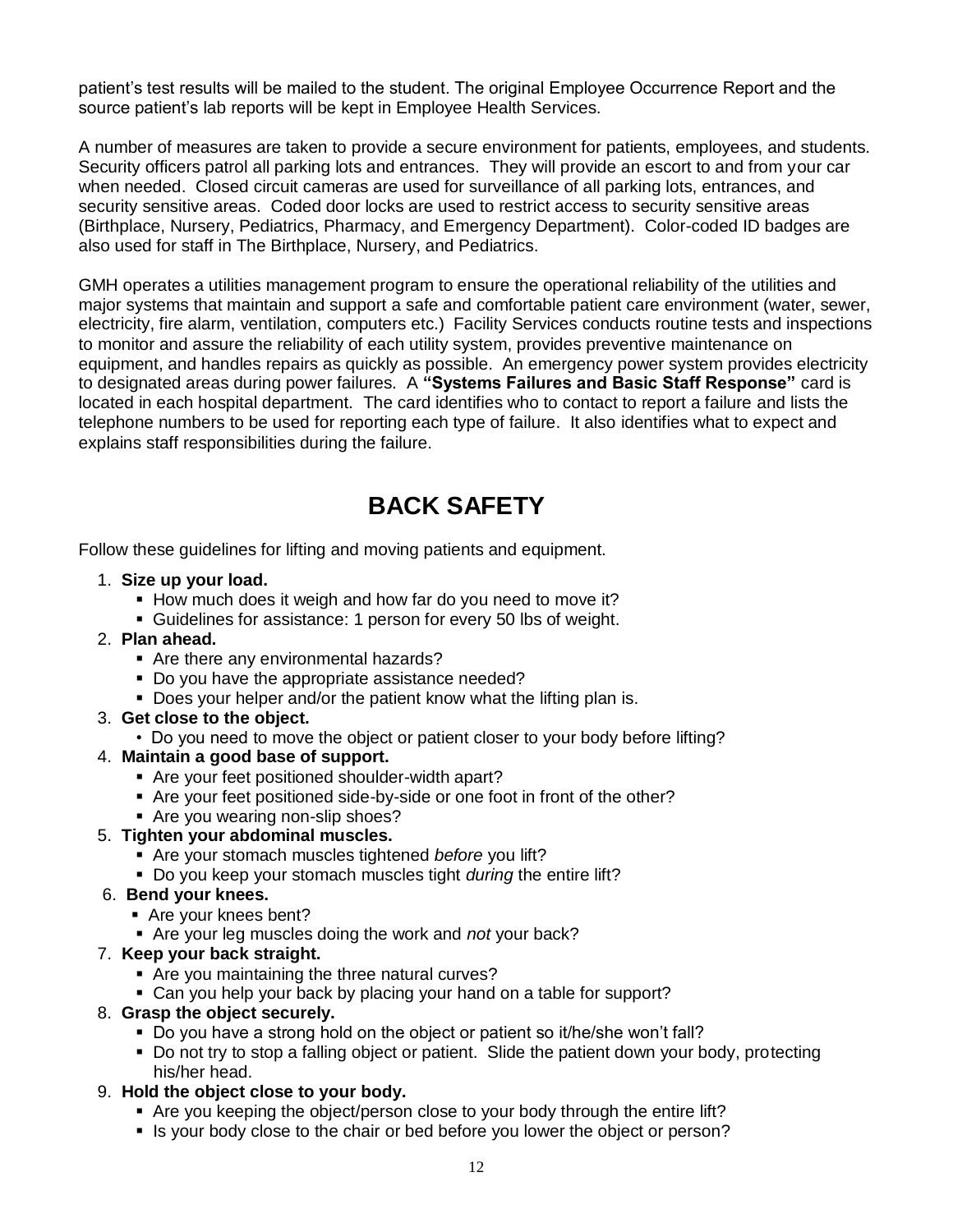patient's test results will be mailed to the student. The original Employee Occurrence Report and the source patient's lab reports will be kept in Employee Health Services.

A number of measures are taken to provide a secure environment for patients, employees, and students. Security officers patrol all parking lots and entrances. They will provide an escort to and from your car when needed. Closed circuit cameras are used for surveillance of all parking lots, entrances, and security sensitive areas. Coded door locks are used to restrict access to security sensitive areas (Birthplace, Nursery, Pediatrics, Pharmacy, and Emergency Department). Color-coded ID badges are also used for staff in The Birthplace, Nursery, and Pediatrics.

GMH operates a utilities management program to ensure the operational reliability of the utilities and major systems that maintain and support a safe and comfortable patient care environment (water, sewer, electricity, fire alarm, ventilation, computers etc.) Facility Services conducts routine tests and inspections to monitor and assure the reliability of each utility system, provides preventive maintenance on equipment, and handles repairs as quickly as possible. An emergency power system provides electricity to designated areas during power failures. A **"Systems Failures and Basic Staff Response"** card is located in each hospital department. The card identifies who to contact to report a failure and lists the telephone numbers to be used for reporting each type of failure. It also identifies what to expect and explains staff responsibilities during the failure.

# BACK SAFETY

Follow these guidelines for lifting and moving patients and equipment.

1. **Size up your load.**
   - How much does it weigh and how far do you need to move it?
   - Guidelines for assistance: 1 person for every 50 lbs of weight.
2. **Plan ahead.**
   - Are there any environmental hazards?
   - Do you have the appropriate assistance needed?
   - Does your helper and/or the patient know what the lifting plan is.
3. **Get close to the object.**
   - Do you need to move the object or patient closer to your body before lifting?
4. **Maintain a good base of support.**
   - Are your feet positioned shoulder-width apart?
   - Are your feet positioned side-by-side or one foot in front of the other?
   - Are you wearing non-slip shoes?
5. **Tighten your abdominal muscles.**
   - Are your stomach muscles tightened *before* you lift?
   - Do you keep your stomach muscles tight *during* the entire lift?
6. **Bend your knees.**
   - Are your knees bent?
   - Are your leg muscles doing the work and *not* your back?
7. **Keep your back straight.**
   - Are you maintaining the three natural curves?
   - Can you help your back by placing your hand on a table for support?
8. **Grasp the object securely.**
   - Do you have a strong hold on the object or patient so it/he/she won't fall?
   - Do not try to stop a falling object or patient. Slide the patient down your body, protecting his/her head.
9. **Hold the object close to your body.**
   - Are you keeping the object/person close to your body through the entire lift?
   - Is your body close to the chair or bed before you lower the object or person?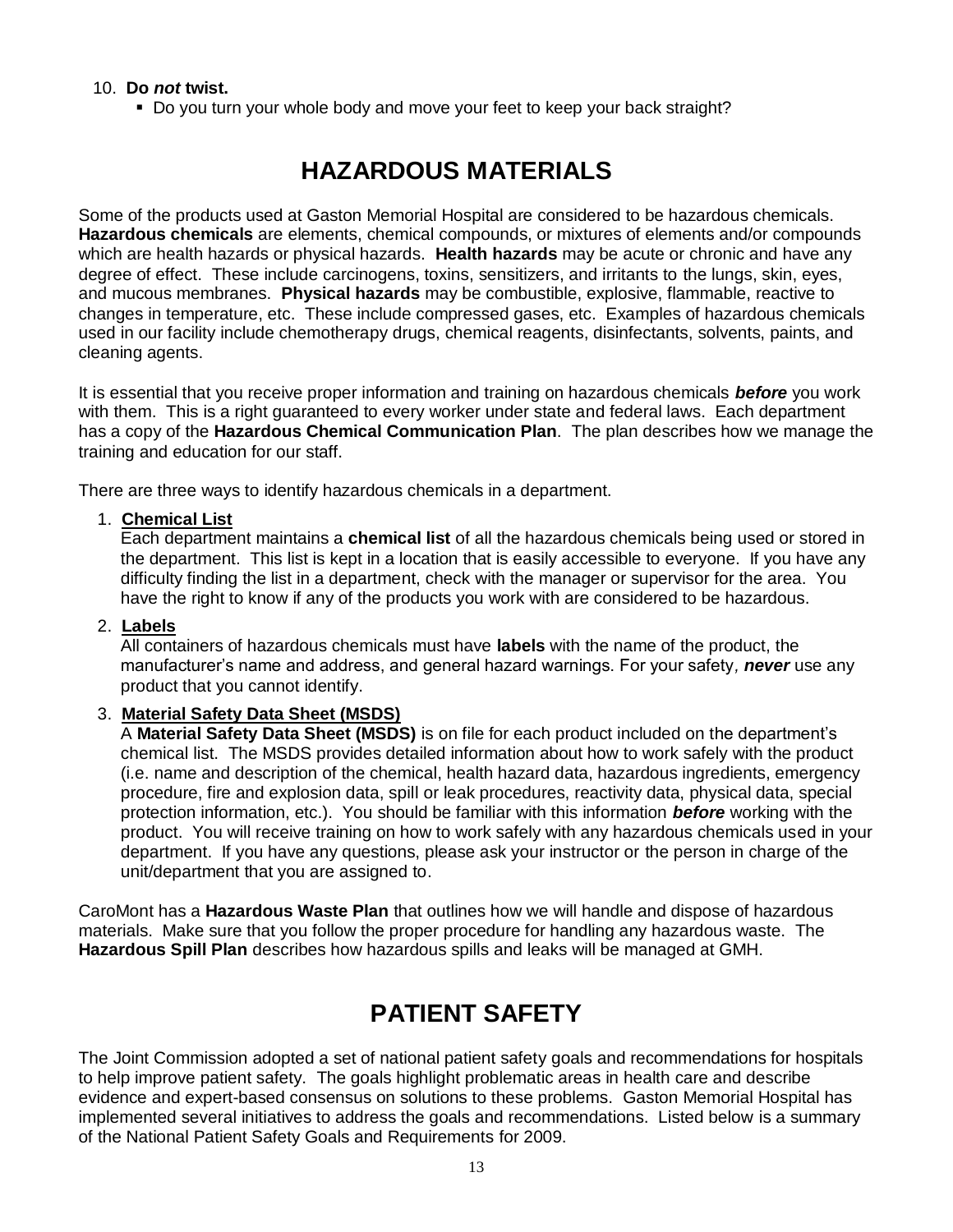10. **Do *not* twist.**
    - Do you turn your whole body and move your feet to keep your back straight?

# HAZARDOUS MATERIALS

Some of the products used at Gaston Memorial Hospital are considered to be hazardous chemicals. **Hazardous chemicals** are elements, chemical compounds, or mixtures of elements and/or compounds which are health hazards or physical hazards. **Health hazards** may be acute or chronic and have any degree of effect. These include carcinogens, toxins, sensitizers, and irritants to the lungs, skin, eyes, and mucous membranes. **Physical hazards** may be combustible, explosive, flammable, reactive to changes in temperature, etc. These include compressed gases, etc. Examples of hazardous chemicals used in our facility include chemotherapy drugs, chemical reagents, disinfectants, solvents, paints, and cleaning agents.

It is essential that you receive proper information and training on hazardous chemicals ***before*** you work with them. This is a right guaranteed to every worker under state and federal laws. Each department has a copy of the **Hazardous Chemical Communication Plan**. The plan describes how we manage the training and education for our staff.

There are three ways to identify hazardous chemicals in a department.

1. **Chemical List**
   Each department maintains a **chemical list** of all the hazardous chemicals being used or stored in the department. This list is kept in a location that is easily accessible to everyone. If you have any difficulty finding the list in a department, check with the manager or supervisor for the area. You have the right to know if any of the products you work with are considered to be hazardous.

2. **Labels**
   All containers of hazardous chemicals must have **labels** with the name of the product, the manufacturer's name and address, and general hazard warnings. For your safety, ***never*** use any product that you cannot identify.

3. **Material Safety Data Sheet (MSDS)**
   A **Material Safety Data Sheet (MSDS)** is on file for each product included on the department's chemical list. The MSDS provides detailed information about how to work safely with the product (i.e. name and description of the chemical, health hazard data, hazardous ingredients, emergency procedure, fire and explosion data, spill or leak procedures, reactivity data, physical data, special protection information, etc.). You should be familiar with this information ***before*** working with the product. You will receive training on how to work safely with any hazardous chemicals used in your department. If you have any questions, please ask your instructor or the person in charge of the unit/department that you are assigned to.

CaroMont has a **Hazardous Waste Plan** that outlines how we will handle and dispose of hazardous materials. Make sure that you follow the proper procedure for handling any hazardous waste. The **Hazardous Spill Plan** describes how hazardous spills and leaks will be managed at GMH.

# PATIENT SAFETY

The Joint Commission adopted a set of national patient safety goals and recommendations for hospitals to help improve patient safety. The goals highlight problematic areas in health care and describe evidence and expert-based consensus on solutions to these problems. Gaston Memorial Hospital has implemented several initiatives to address the goals and recommendations. Listed below is a summary of the National Patient Safety Goals and Requirements for 2009.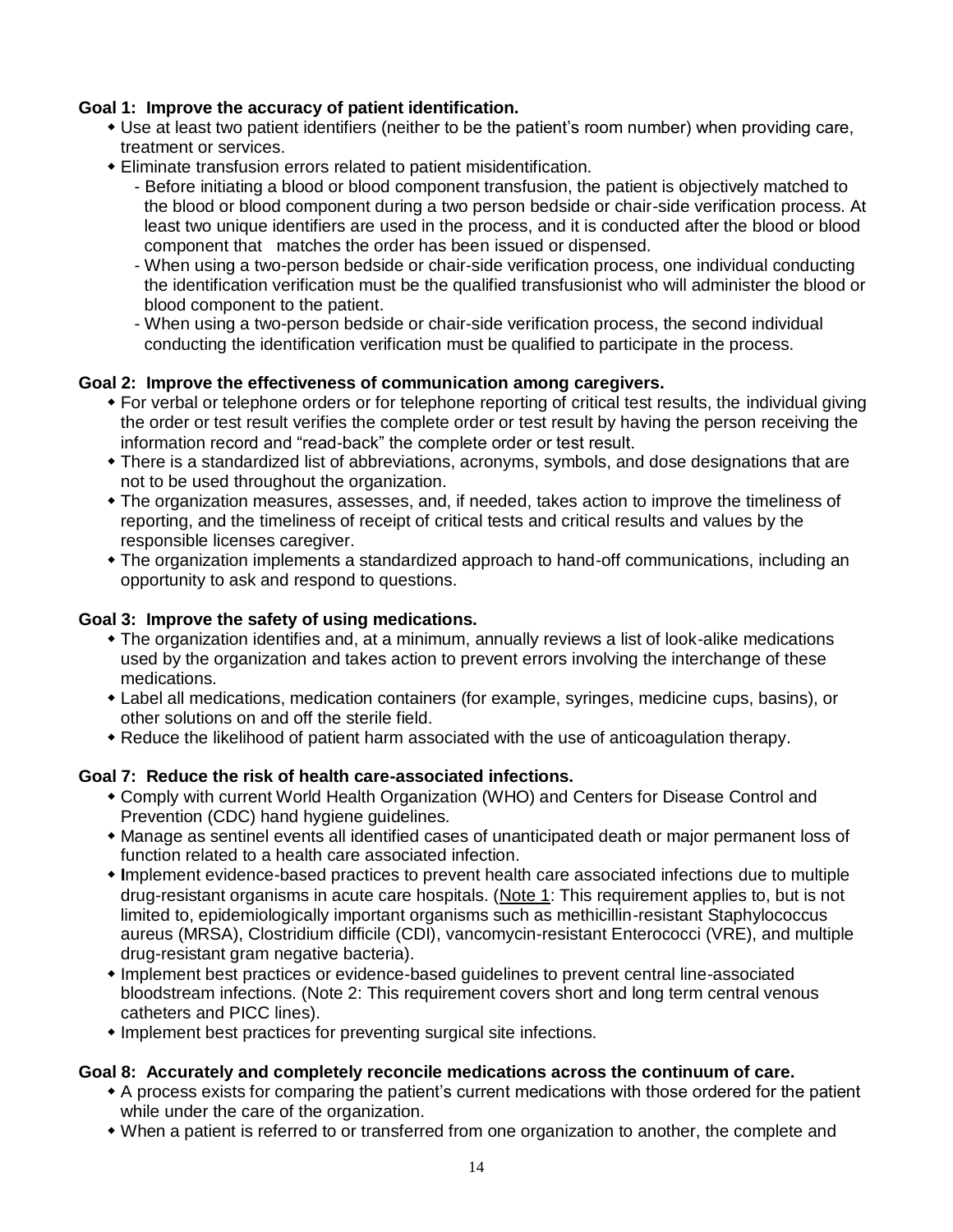**Goal 1: Improve the accuracy of patient identification.**

- Use at least two patient identifiers (neither to be the patient's room number) when providing care, treatment or services.
- Eliminate transfusion errors related to patient misidentification.
  - Before initiating a blood or blood component transfusion, the patient is objectively matched to the blood or blood component during a two person bedside or chair-side verification process. At least two unique identifiers are used in the process, and it is conducted after the blood or blood component that matches the order has been issued or dispensed.
  - When using a two-person bedside or chair-side verification process, one individual conducting the identification verification must be the qualified transfusionist who will administer the blood or blood component to the patient.
  - When using a two-person bedside or chair-side verification process, the second individual conducting the identification verification must be qualified to participate in the process.

**Goal 2: Improve the effectiveness of communication among caregivers.**

- For verbal or telephone orders or for telephone reporting of critical test results, the individual giving the order or test result verifies the complete order or test result by having the person receiving the information record and "read-back" the complete order or test result.
- There is a standardized list of abbreviations, acronyms, symbols, and dose designations that are not to be used throughout the organization.
- The organization measures, assesses, and, if needed, takes action to improve the timeliness of reporting, and the timeliness of receipt of critical tests and critical results and values by the responsible licenses caregiver.
- The organization implements a standardized approach to hand-off communications, including an opportunity to ask and respond to questions.

**Goal 3: Improve the safety of using medications.**

- The organization identifies and, at a minimum, annually reviews a list of look-alike medications used by the organization and takes action to prevent errors involving the interchange of these medications.
- Label all medications, medication containers (for example, syringes, medicine cups, basins), or other solutions on and off the sterile field.
- Reduce the likelihood of patient harm associated with the use of anticoagulation therapy.

**Goal 7: Reduce the risk of health care-associated infections.**

- Comply with current World Health Organization (WHO) and Centers for Disease Control and Prevention (CDC) hand hygiene guidelines.
- Manage as sentinel events all identified cases of unanticipated death or major permanent loss of function related to a health care associated infection.
- **I**mplement evidence-based practices to prevent health care associated infections due to multiple drug-resistant organisms in acute care hospitals. (Note 1: This requirement applies to, but is not limited to, epidemiologically important organisms such as methicillin-resistant Staphylococcus aureus (MRSA), Clostridium difficile (CDI), vancomycin-resistant Enterococci (VRE), and multiple drug-resistant gram negative bacteria).
- Implement best practices or evidence-based guidelines to prevent central line-associated bloodstream infections. (Note 2: This requirement covers short and long term central venous catheters and PICC lines).
- Implement best practices for preventing surgical site infections.

**Goal 8: Accurately and completely reconcile medications across the continuum of care.**

- A process exists for comparing the patient's current medications with those ordered for the patient while under the care of the organization.
- When a patient is referred to or transferred from one organization to another, the complete and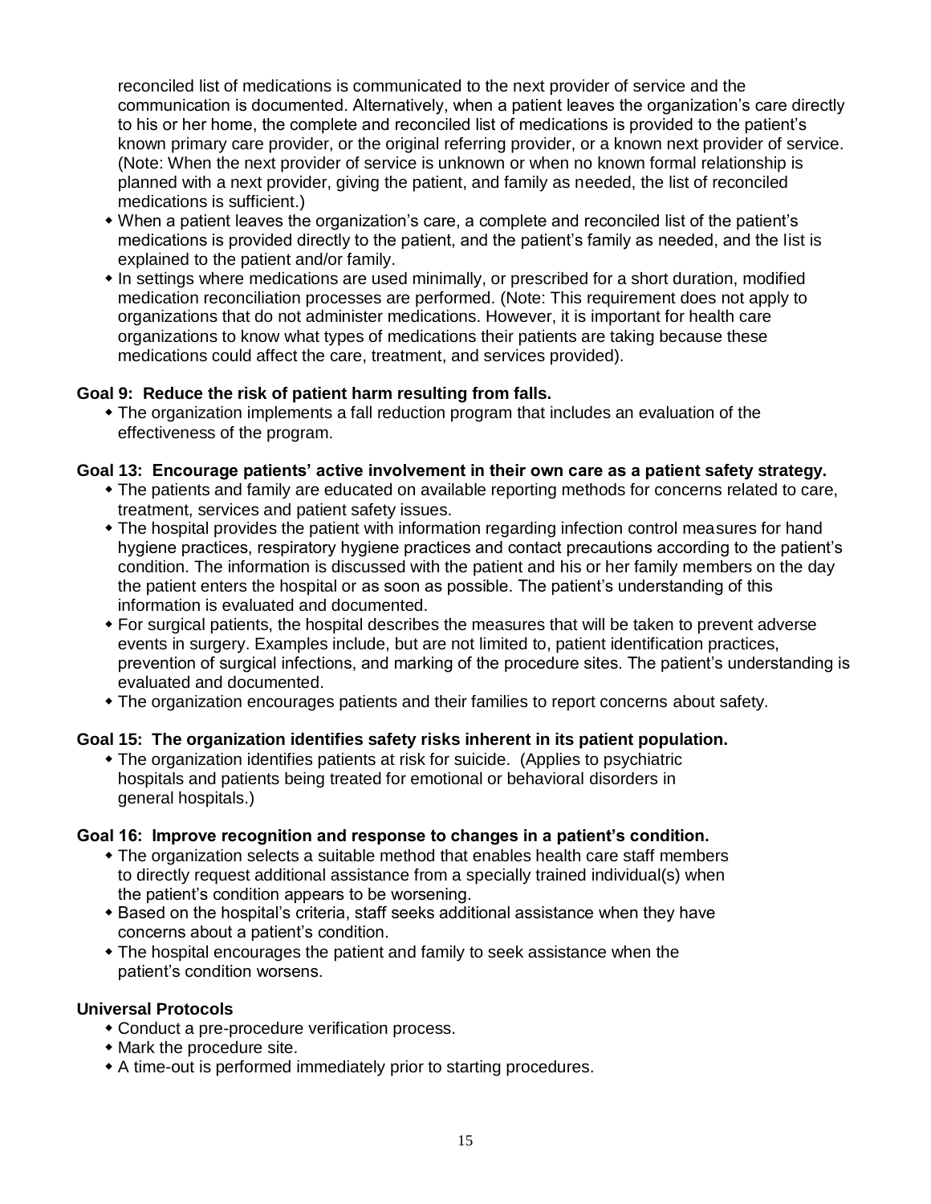reconciled list of medications is communicated to the next provider of service and the communication is documented. Alternatively, when a patient leaves the organization's care directly to his or her home, the complete and reconciled list of medications is provided to the patient's known primary care provider, or the original referring provider, or a known next provider of service. (Note: When the next provider of service is unknown or when no known formal relationship is planned with a next provider, giving the patient, and family as needed, the list of reconciled medications is sufficient.)

- When a patient leaves the organization's care, a complete and reconciled list of the patient's medications is provided directly to the patient, and the patient's family as needed, and the list is explained to the patient and/or family.
- In settings where medications are used minimally, or prescribed for a short duration, modified medication reconciliation processes are performed. (Note: This requirement does not apply to organizations that do not administer medications. However, it is important for health care organizations to know what types of medications their patients are taking because these medications could affect the care, treatment, and services provided).

**Goal 9: Reduce the risk of patient harm resulting from falls.**

- The organization implements a fall reduction program that includes an evaluation of the effectiveness of the program.

**Goal 13: Encourage patients' active involvement in their own care as a patient safety strategy.**

- The patients and family are educated on available reporting methods for concerns related to care, treatment, services and patient safety issues.
- The hospital provides the patient with information regarding infection control measures for hand hygiene practices, respiratory hygiene practices and contact precautions according to the patient's condition. The information is discussed with the patient and his or her family members on the day the patient enters the hospital or as soon as possible. The patient's understanding of this information is evaluated and documented.
- For surgical patients, the hospital describes the measures that will be taken to prevent adverse events in surgery. Examples include, but are not limited to, patient identification practices, prevention of surgical infections, and marking of the procedure sites. The patient's understanding is evaluated and documented.
- The organization encourages patients and their families to report concerns about safety.

**Goal 15: The organization identifies safety risks inherent in its patient population.**

- The organization identifies patients at risk for suicide. (Applies to psychiatric hospitals and patients being treated for emotional or behavioral disorders in general hospitals.)

**Goal 16: Improve recognition and response to changes in a patient's condition.**

- The organization selects a suitable method that enables health care staff members to directly request additional assistance from a specially trained individual(s) when the patient's condition appears to be worsening.
- Based on the hospital's criteria, staff seeks additional assistance when they have concerns about a patient's condition.
- The hospital encourages the patient and family to seek assistance when the patient's condition worsens.

**Universal Protocols**

- Conduct a pre-procedure verification process.
- Mark the procedure site.
- A time-out is performed immediately prior to starting procedures.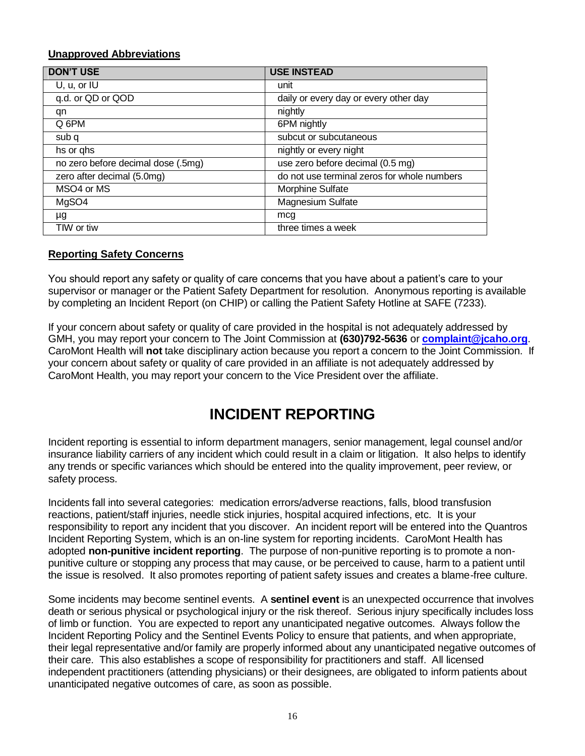**Unapproved Abbreviations**

| DON'T USE | USE INSTEAD |
| --- | --- |
| U, u, or IU | unit |
| q.d. or QD or QOD | daily or every day or every other day |
| qn | nightly |
| Q 6PM | 6PM nightly |
| sub q | subcut or subcutaneous |
| hs or qhs | nightly or every night |
| no zero before decimal dose (.5mg) | use zero before decimal (0.5 mg) |
| zero after decimal (5.0mg) | do not use terminal zeros for whole numbers |
| MSO4 or MS | Morphine Sulfate |
| MgSO4 | Magnesium Sulfate |
| µg | mcg |
| TIW or tiw | three times a week |

**Reporting Safety Concerns**

You should report any safety or quality of care concerns that you have about a patient's care to your supervisor or manager or the Patient Safety Department for resolution. Anonymous reporting is available by completing an Incident Report (on CHIP) or calling the Patient Safety Hotline at SAFE (7233).

If your concern about safety or quality of care provided in the hospital is not adequately addressed by GMH, you may report your concern to The Joint Commission at **(630)792-5636** or **complaint@jcaho.org**. CaroMont Health will **not** take disciplinary action because you report a concern to the Joint Commission. If your concern about safety or quality of care provided in an affiliate is not adequately addressed by CaroMont Health, you may report your concern to the Vice President over the affiliate.

# INCIDENT REPORTING

Incident reporting is essential to inform department managers, senior management, legal counsel and/or insurance liability carriers of any incident which could result in a claim or litigation. It also helps to identify any trends or specific variances which should be entered into the quality improvement, peer review, or safety process.

Incidents fall into several categories: medication errors/adverse reactions, falls, blood transfusion reactions, patient/staff injuries, needle stick injuries, hospital acquired infections, etc. It is your responsibility to report any incident that you discover. An incident report will be entered into the Quantros Incident Reporting System, which is an on-line system for reporting incidents. CaroMont Health has adopted **non-punitive incident reporting**. The purpose of non-punitive reporting is to promote a non-punitive culture or stopping any process that may cause, or be perceived to cause, harm to a patient until the issue is resolved. It also promotes reporting of patient safety issues and creates a blame-free culture.

Some incidents may become sentinel events. A **sentinel event** is an unexpected occurrence that involves death or serious physical or psychological injury or the risk thereof. Serious injury specifically includes loss of limb or function. You are expected to report any unanticipated negative outcomes. Always follow the Incident Reporting Policy and the Sentinel Events Policy to ensure that patients, and when appropriate, their legal representative and/or family are properly informed about any unanticipated negative outcomes of their care. This also establishes a scope of responsibility for practitioners and staff. All licensed independent practitioners (attending physicians) or their designees, are obligated to inform patients about unanticipated negative outcomes of care, as soon as possible.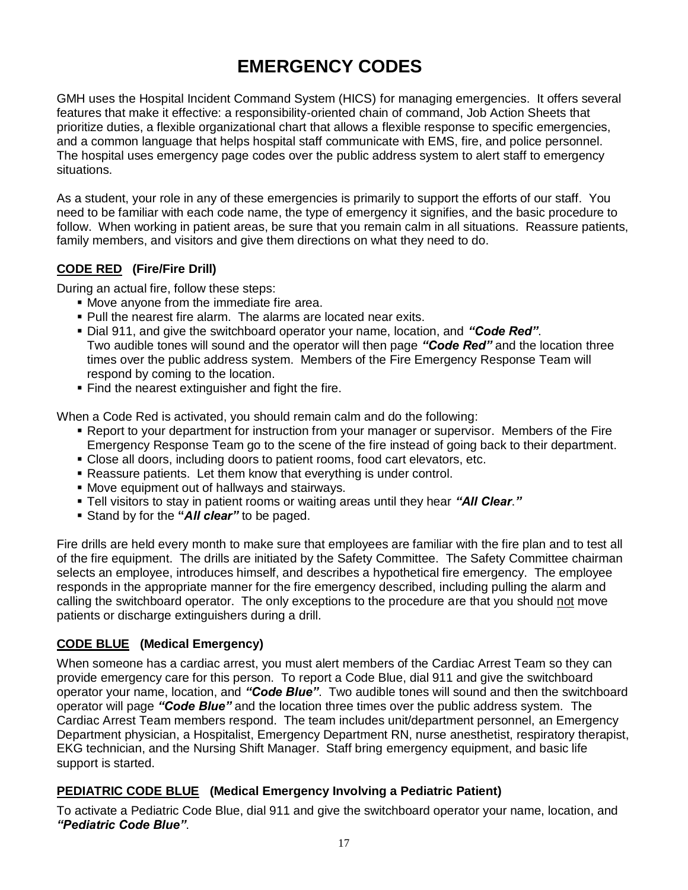# EMERGENCY CODES

GMH uses the Hospital Incident Command System (HICS) for managing emergencies. It offers several features that make it effective: a responsibility-oriented chain of command, Job Action Sheets that prioritize duties, a flexible organizational chart that allows a flexible response to specific emergencies, and a common language that helps hospital staff communicate with EMS, fire, and police personnel. The hospital uses emergency page codes over the public address system to alert staff to emergency situations.

As a student, your role in any of these emergencies is primarily to support the efforts of our staff. You need to be familiar with each code name, the type of emergency it signifies, and the basic procedure to follow. When working in patient areas, be sure that you remain calm in all situations. Reassure patients, family members, and visitors and give them directions on what they need to do.

### CODE RED (Fire/Fire Drill)

During an actual fire, follow these steps:

- Move anyone from the immediate fire area.
- Pull the nearest fire alarm. The alarms are located near exits.
- Dial 911, and give the switchboard operator your name, location, and ***"Code Red"***. Two audible tones will sound and the operator will then page ***"Code Red"*** and the location three times over the public address system. Members of the Fire Emergency Response Team will respond by coming to the location.
- Find the nearest extinguisher and fight the fire.

When a Code Red is activated, you should remain calm and do the following:

- Report to your department for instruction from your manager or supervisor. Members of the Fire Emergency Response Team go to the scene of the fire instead of going back to their department.
- Close all doors, including doors to patient rooms, food cart elevators, etc.
- Reassure patients. Let them know that everything is under control.
- Move equipment out of hallways and stairways.
- Tell visitors to stay in patient rooms or waiting areas until they hear ***"All Clear."***
- Stand by for the ***"All clear"*** to be paged.

Fire drills are held every month to make sure that employees are familiar with the fire plan and to test all of the fire equipment. The drills are initiated by the Safety Committee. The Safety Committee chairman selects an employee, introduces himself, and describes a hypothetical fire emergency. The employee responds in the appropriate manner for the fire emergency described, including pulling the alarm and calling the switchboard operator. The only exceptions to the procedure are that you should <u>not</u> move patients or discharge extinguishers during a drill.

### CODE BLUE (Medical Emergency)

When someone has a cardiac arrest, you must alert members of the Cardiac Arrest Team so they can provide emergency care for this person. To report a Code Blue, dial 911 and give the switchboard operator your name, location, and ***"Code Blue"***. Two audible tones will sound and then the switchboard operator will page ***"Code Blue"*** and the location three times over the public address system. The Cardiac Arrest Team members respond. The team includes unit/department personnel, an Emergency Department physician, a Hospitalist, Emergency Department RN, nurse anesthetist, respiratory therapist, EKG technician, and the Nursing Shift Manager. Staff bring emergency equipment, and basic life support is started.

### PEDIATRIC CODE BLUE (Medical Emergency Involving a Pediatric Patient)

To activate a Pediatric Code Blue, dial 911 and give the switchboard operator your name, location, and ***"Pediatric Code Blue"***.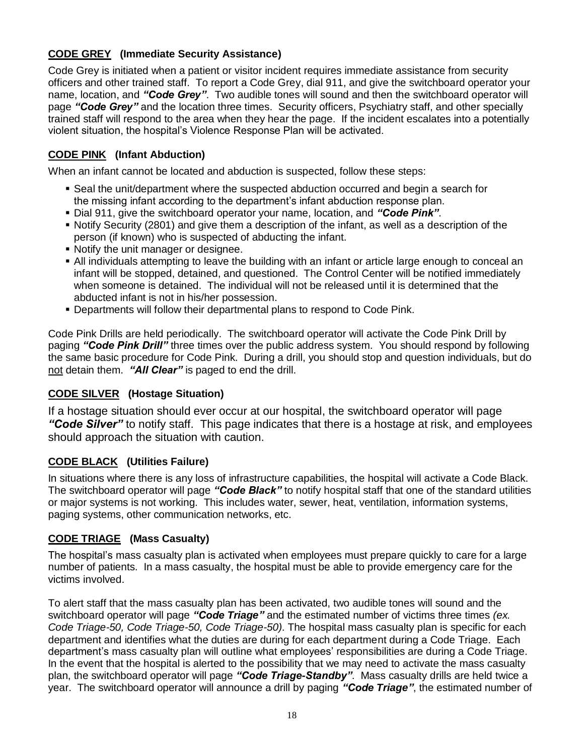## CODE GREY (Immediate Security Assistance)

Code Grey is initiated when a patient or visitor incident requires immediate assistance from security officers and other trained staff. To report a Code Grey, dial 911, and give the switchboard operator your name, location, and ***"Code Grey"***. Two audible tones will sound and then the switchboard operator will page ***"Code Grey"*** and the location three times. Security officers, Psychiatry staff, and other specially trained staff will respond to the area when they hear the page. If the incident escalates into a potentially violent situation, the hospital's Violence Response Plan will be activated.

## CODE PINK (Infant Abduction)

When an infant cannot be located and abduction is suspected, follow these steps:

- Seal the unit/department where the suspected abduction occurred and begin a search for the missing infant according to the department's infant abduction response plan.
- Dial 911, give the switchboard operator your name, location, and ***"Code Pink"***.
- Notify Security (2801) and give them a description of the infant, as well as a description of the person (if known) who is suspected of abducting the infant.
- Notify the unit manager or designee.
- All individuals attempting to leave the building with an infant or article large enough to conceal an infant will be stopped, detained, and questioned. The Control Center will be notified immediately when someone is detained. The individual will not be released until it is determined that the abducted infant is not in his/her possession.
- Departments will follow their departmental plans to respond to Code Pink.

Code Pink Drills are held periodically. The switchboard operator will activate the Code Pink Drill by paging ***"Code Pink Drill"*** three times over the public address system. You should respond by following the same basic procedure for Code Pink. During a drill, you should stop and question individuals, but do not detain them. ***"All Clear"*** is paged to end the drill.

## CODE SILVER (Hostage Situation)

If a hostage situation should ever occur at our hospital, the switchboard operator will page ***"Code Silver"*** to notify staff. This page indicates that there is a hostage at risk, and employees should approach the situation with caution.

## CODE BLACK (Utilities Failure)

In situations where there is any loss of infrastructure capabilities, the hospital will activate a Code Black. The switchboard operator will page ***"Code Black"*** to notify hospital staff that one of the standard utilities or major systems is not working. This includes water, sewer, heat, ventilation, information systems, paging systems, other communication networks, etc.

## CODE TRIAGE (Mass Casualty)

The hospital's mass casualty plan is activated when employees must prepare quickly to care for a large number of patients. In a mass casualty, the hospital must be able to provide emergency care for the victims involved.

To alert staff that the mass casualty plan has been activated, two audible tones will sound and the switchboard operator will page ***"Code Triage"*** and the estimated number of victims three times *(ex. Code Triage-50, Code Triage-50, Code Triage-50)*. The hospital mass casualty plan is specific for each department and identifies what the duties are during for each department during a Code Triage. Each department's mass casualty plan will outline what employees' responsibilities are during a Code Triage. In the event that the hospital is alerted to the possibility that we may need to activate the mass casualty plan, the switchboard operator will page ***"Code Triage-Standby"***. Mass casualty drills are held twice a year. The switchboard operator will announce a drill by paging ***"Code Triage"***, the estimated number of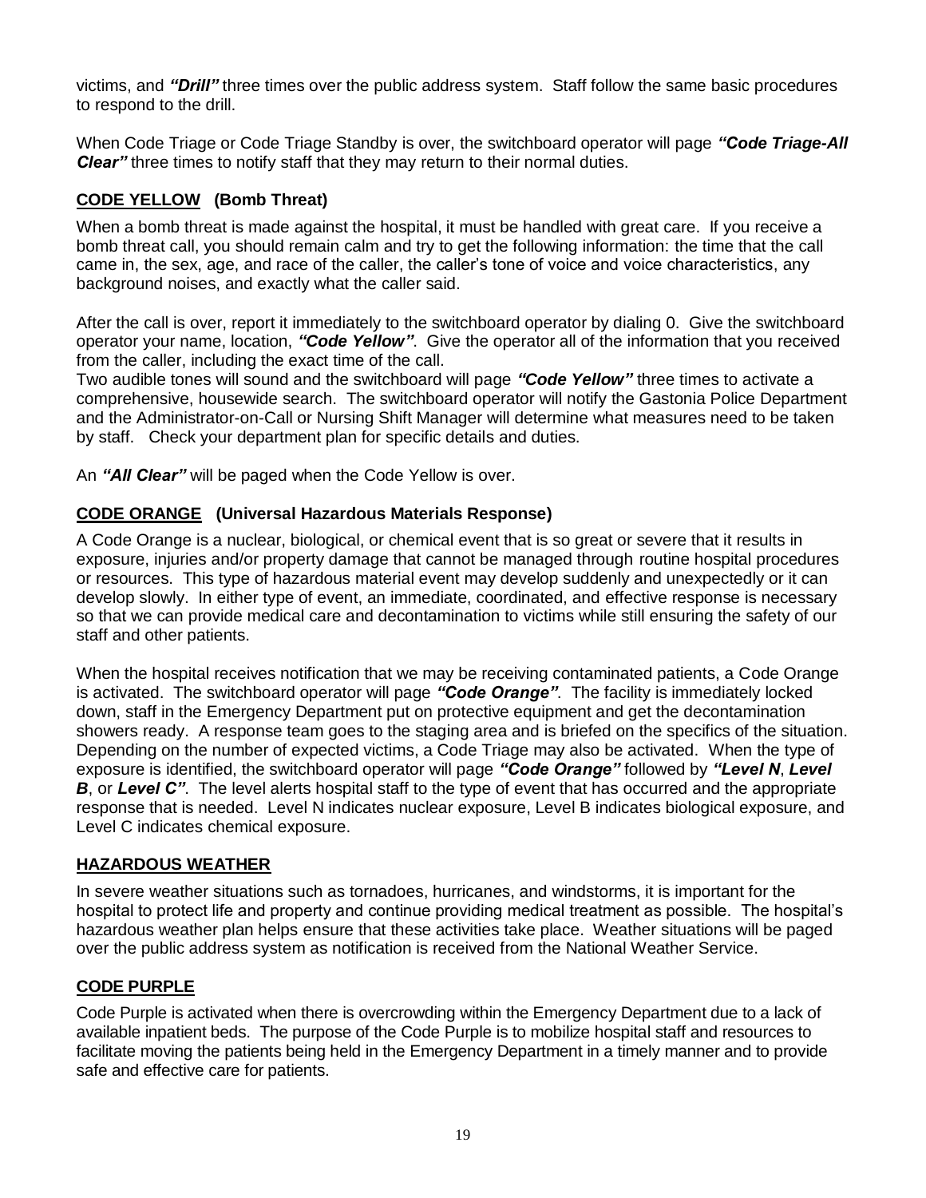victims, and ***"Drill"*** three times over the public address system. Staff follow the same basic procedures to respond to the drill.

When Code Triage or Code Triage Standby is over, the switchboard operator will page ***"Code Triage-All Clear"*** three times to notify staff that they may return to their normal duties.

## CODE YELLOW (Bomb Threat)

When a bomb threat is made against the hospital, it must be handled with great care. If you receive a bomb threat call, you should remain calm and try to get the following information: the time that the call came in, the sex, age, and race of the caller, the caller's tone of voice and voice characteristics, any background noises, and exactly what the caller said.

After the call is over, report it immediately to the switchboard operator by dialing 0. Give the switchboard operator your name, location, ***"Code Yellow"***. Give the operator all of the information that you received from the caller, including the exact time of the call.
Two audible tones will sound and the switchboard will page ***"Code Yellow"*** three times to activate a comprehensive, housewide search. The switchboard operator will notify the Gastonia Police Department and the Administrator-on-Call or Nursing Shift Manager will determine what measures need to be taken by staff. Check your department plan for specific details and duties.

An ***"All Clear"*** will be paged when the Code Yellow is over.

## CODE ORANGE (Universal Hazardous Materials Response)

A Code Orange is a nuclear, biological, or chemical event that is so great or severe that it results in exposure, injuries and/or property damage that cannot be managed through routine hospital procedures or resources. This type of hazardous material event may develop suddenly and unexpectedly or it can develop slowly. In either type of event, an immediate, coordinated, and effective response is necessary so that we can provide medical care and decontamination to victims while still ensuring the safety of our staff and other patients.

When the hospital receives notification that we may be receiving contaminated patients, a Code Orange is activated. The switchboard operator will page ***"Code Orange"***. The facility is immediately locked down, staff in the Emergency Department put on protective equipment and get the decontamination showers ready. A response team goes to the staging area and is briefed on the specifics of the situation. Depending on the number of expected victims, a Code Triage may also be activated. When the type of exposure is identified, the switchboard operator will page ***"Code Orange"*** followed by ***"Level N***, ***Level B***, or ***Level C"***. The level alerts hospital staff to the type of event that has occurred and the appropriate response that is needed. Level N indicates nuclear exposure, Level B indicates biological exposure, and Level C indicates chemical exposure.

## HAZARDOUS WEATHER

In severe weather situations such as tornadoes, hurricanes, and windstorms, it is important for the hospital to protect life and property and continue providing medical treatment as possible. The hospital's hazardous weather plan helps ensure that these activities take place. Weather situations will be paged over the public address system as notification is received from the National Weather Service.

## CODE PURPLE

Code Purple is activated when there is overcrowding within the Emergency Department due to a lack of available inpatient beds. The purpose of the Code Purple is to mobilize hospital staff and resources to facilitate moving the patients being held in the Emergency Department in a timely manner and to provide safe and effective care for patients.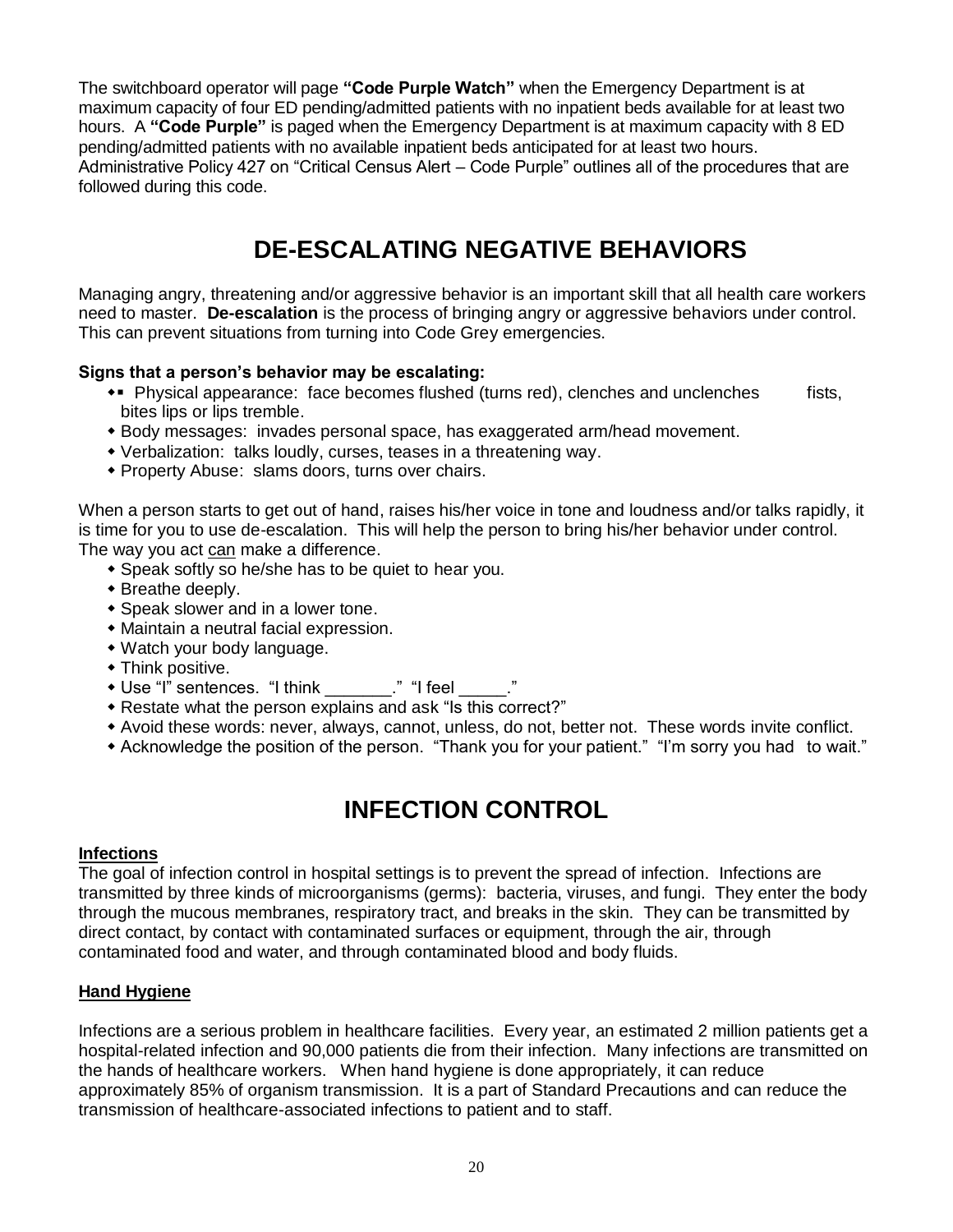The switchboard operator will page **"Code Purple Watch"** when the Emergency Department is at maximum capacity of four ED pending/admitted patients with no inpatient beds available for at least two hours. A **"Code Purple"** is paged when the Emergency Department is at maximum capacity with 8 ED pending/admitted patients with no available inpatient beds anticipated for at least two hours. Administrative Policy 427 on "Critical Census Alert – Code Purple" outlines all of the procedures that are followed during this code.

# DE-ESCALATING NEGATIVE BEHAVIORS

Managing angry, threatening and/or aggressive behavior is an important skill that all health care workers need to master. **De-escalation** is the process of bringing angry or aggressive behaviors under control. This can prevent situations from turning into Code Grey emergencies.

**Signs that a person's behavior may be escalating:**

- Physical appearance: face becomes flushed (turns red), clenches and unclenches fists, bites lips or lips tremble.
- Body messages: invades personal space, has exaggerated arm/head movement.
- Verbalization: talks loudly, curses, teases in a threatening way.
- Property Abuse: slams doors, turns over chairs.

When a person starts to get out of hand, raises his/her voice in tone and loudness and/or talks rapidly, it is time for you to use de-escalation. This will help the person to bring his/her behavior under control. The way you act <u>can</u> make a difference.

- Speak softly so he/she has to be quiet to hear you.
- Breathe deeply.
- Speak slower and in a lower tone.
- Maintain a neutral facial expression.
- Watch your body language.
- Think positive.
- Use "I" sentences. "I think _______." "I feel _____."
- Restate what the person explains and ask "Is this correct?"
- Avoid these words: never, always, cannot, unless, do not, better not. These words invite conflict.
- Acknowledge the position of the person. "Thank you for your patient." "I'm sorry you had to wait."

# INFECTION CONTROL

**<u>Infections</u>**

The goal of infection control in hospital settings is to prevent the spread of infection. Infections are transmitted by three kinds of microorganisms (germs): bacteria, viruses, and fungi. They enter the body through the mucous membranes, respiratory tract, and breaks in the skin. They can be transmitted by direct contact, by contact with contaminated surfaces or equipment, through the air, through contaminated food and water, and through contaminated blood and body fluids.

**<u>Hand Hygiene</u>**

Infections are a serious problem in healthcare facilities. Every year, an estimated 2 million patients get a hospital-related infection and 90,000 patients die from their infection. Many infections are transmitted on the hands of healthcare workers. When hand hygiene is done appropriately, it can reduce approximately 85% of organism transmission. It is a part of Standard Precautions and can reduce the transmission of healthcare-associated infections to patient and to staff.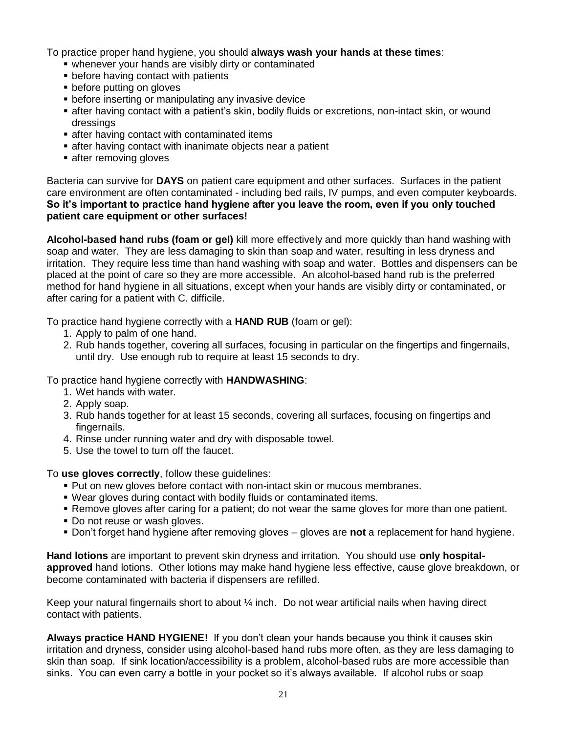To practice proper hand hygiene, you should **always wash your hands at these times**:

- whenever your hands are visibly dirty or contaminated
- before having contact with patients
- before putting on gloves
- before inserting or manipulating any invasive device
- after having contact with a patient's skin, bodily fluids or excretions, non-intact skin, or wound dressings
- after having contact with contaminated items
- after having contact with inanimate objects near a patient
- after removing gloves

Bacteria can survive for **DAYS** on patient care equipment and other surfaces. Surfaces in the patient care environment are often contaminated - including bed rails, IV pumps, and even computer keyboards. **So it's important to practice hand hygiene after you leave the room, even if you only touched patient care equipment or other surfaces!**

**Alcohol-based hand rubs (foam or gel)** kill more effectively and more quickly than hand washing with soap and water. They are less damaging to skin than soap and water, resulting in less dryness and irritation. They require less time than hand washing with soap and water. Bottles and dispensers can be placed at the point of care so they are more accessible. An alcohol-based hand rub is the preferred method for hand hygiene in all situations, except when your hands are visibly dirty or contaminated, or after caring for a patient with C. difficile.

To practice hand hygiene correctly with a **HAND RUB** (foam or gel):

1. Apply to palm of one hand.
2. Rub hands together, covering all surfaces, focusing in particular on the fingertips and fingernails, until dry. Use enough rub to require at least 15 seconds to dry.

To practice hand hygiene correctly with **HANDWASHING**:

1. Wet hands with water.
2. Apply soap.
3. Rub hands together for at least 15 seconds, covering all surfaces, focusing on fingertips and fingernails.
4. Rinse under running water and dry with disposable towel.
5. Use the towel to turn off the faucet.

To **use gloves correctly**, follow these guidelines:

- Put on new gloves before contact with non-intact skin or mucous membranes.
- Wear gloves during contact with bodily fluids or contaminated items.
- Remove gloves after caring for a patient; do not wear the same gloves for more than one patient.
- Do not reuse or wash gloves.
- Don't forget hand hygiene after removing gloves – gloves are **not** a replacement for hand hygiene.

**Hand lotions** are important to prevent skin dryness and irritation. You should use **only hospital-approved** hand lotions. Other lotions may make hand hygiene less effective, cause glove breakdown, or become contaminated with bacteria if dispensers are refilled.

Keep your natural fingernails short to about ¼ inch. Do not wear artificial nails when having direct contact with patients.

**Always practice HAND HYGIENE!** If you don't clean your hands because you think it causes skin irritation and dryness, consider using alcohol-based hand rubs more often, as they are less damaging to skin than soap. If sink location/accessibility is a problem, alcohol-based rubs are more accessible than sinks. You can even carry a bottle in your pocket so it's always available. If alcohol rubs or soap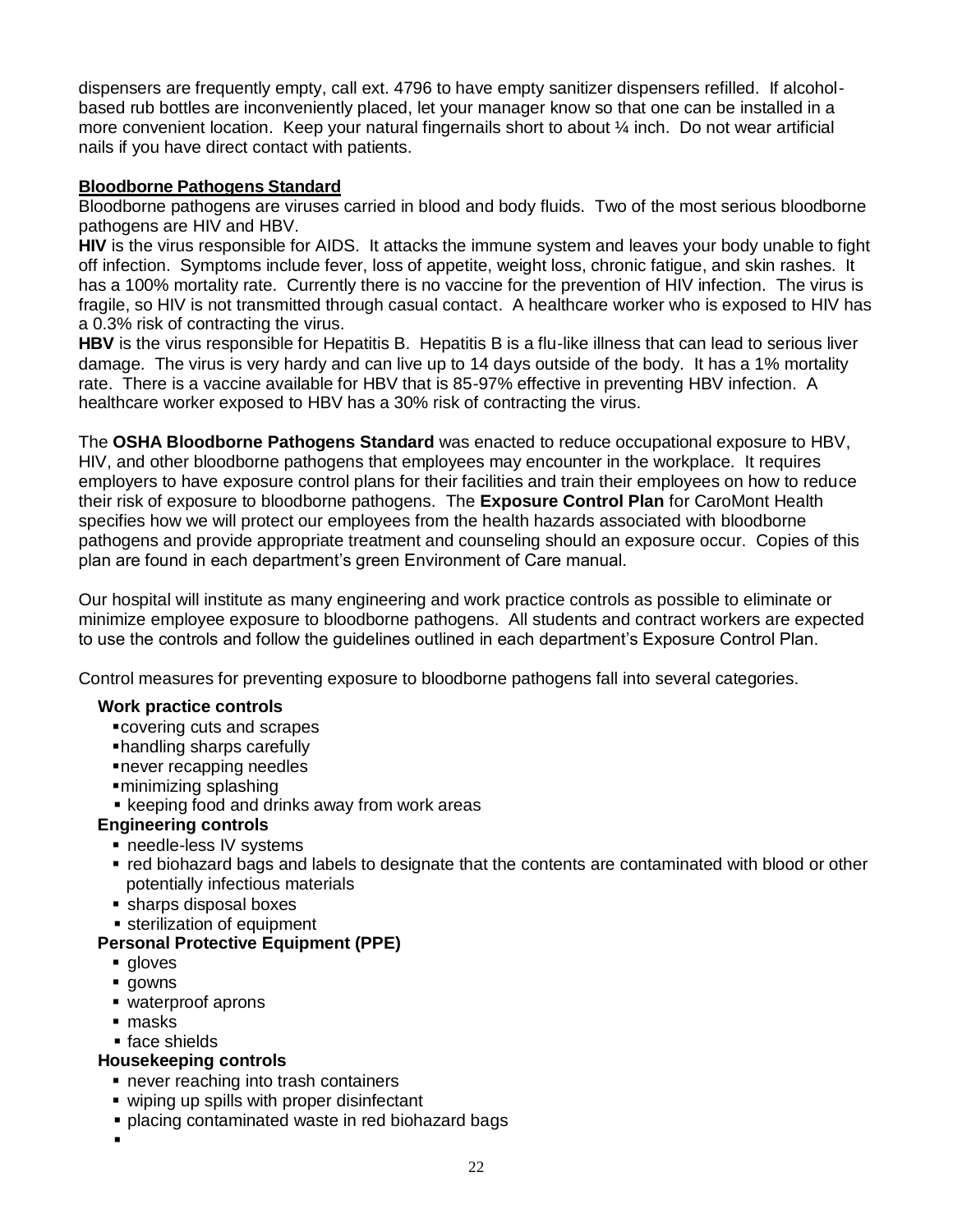dispensers are frequently empty, call ext. 4796 to have empty sanitizer dispensers refilled. If alcohol-based rub bottles are inconveniently placed, let your manager know so that one can be installed in a more convenient location. Keep your natural fingernails short to about ¼ inch. Do not wear artificial nails if you have direct contact with patients.

## Bloodborne Pathogens Standard

Bloodborne pathogens are viruses carried in blood and body fluids. Two of the most serious bloodborne pathogens are HIV and HBV.

**HIV** is the virus responsible for AIDS. It attacks the immune system and leaves your body unable to fight off infection. Symptoms include fever, loss of appetite, weight loss, chronic fatigue, and skin rashes. It has a 100% mortality rate. Currently there is no vaccine for the prevention of HIV infection. The virus is fragile, so HIV is not transmitted through casual contact. A healthcare worker who is exposed to HIV has a 0.3% risk of contracting the virus.

**HBV** is the virus responsible for Hepatitis B. Hepatitis B is a flu-like illness that can lead to serious liver damage. The virus is very hardy and can live up to 14 days outside of the body. It has a 1% mortality rate. There is a vaccine available for HBV that is 85-97% effective in preventing HBV infection. A healthcare worker exposed to HBV has a 30% risk of contracting the virus.

The **OSHA Bloodborne Pathogens Standard** was enacted to reduce occupational exposure to HBV, HIV, and other bloodborne pathogens that employees may encounter in the workplace. It requires employers to have exposure control plans for their facilities and train their employees on how to reduce their risk of exposure to bloodborne pathogens. The **Exposure Control Plan** for CaroMont Health specifies how we will protect our employees from the health hazards associated with bloodborne pathogens and provide appropriate treatment and counseling should an exposure occur. Copies of this plan are found in each department's green Environment of Care manual.

Our hospital will institute as many engineering and work practice controls as possible to eliminate or minimize employee exposure to bloodborne pathogens. All students and contract workers are expected to use the controls and follow the guidelines outlined in each department's Exposure Control Plan.

Control measures for preventing exposure to bloodborne pathogens fall into several categories.

**Work practice controls**
- covering cuts and scrapes
- handling sharps carefully
- never recapping needles
- minimizing splashing
- keeping food and drinks away from work areas

**Engineering controls**
- needle-less IV systems
- red biohazard bags and labels to designate that the contents are contaminated with blood or other potentially infectious materials
- sharps disposal boxes
- sterilization of equipment

**Personal Protective Equipment (PPE)**
- gloves
- gowns
- waterproof aprons
- masks
- face shields

**Housekeeping controls**
- never reaching into trash containers
- wiping up spills with proper disinfectant
- placing contaminated waste in red biohazard bags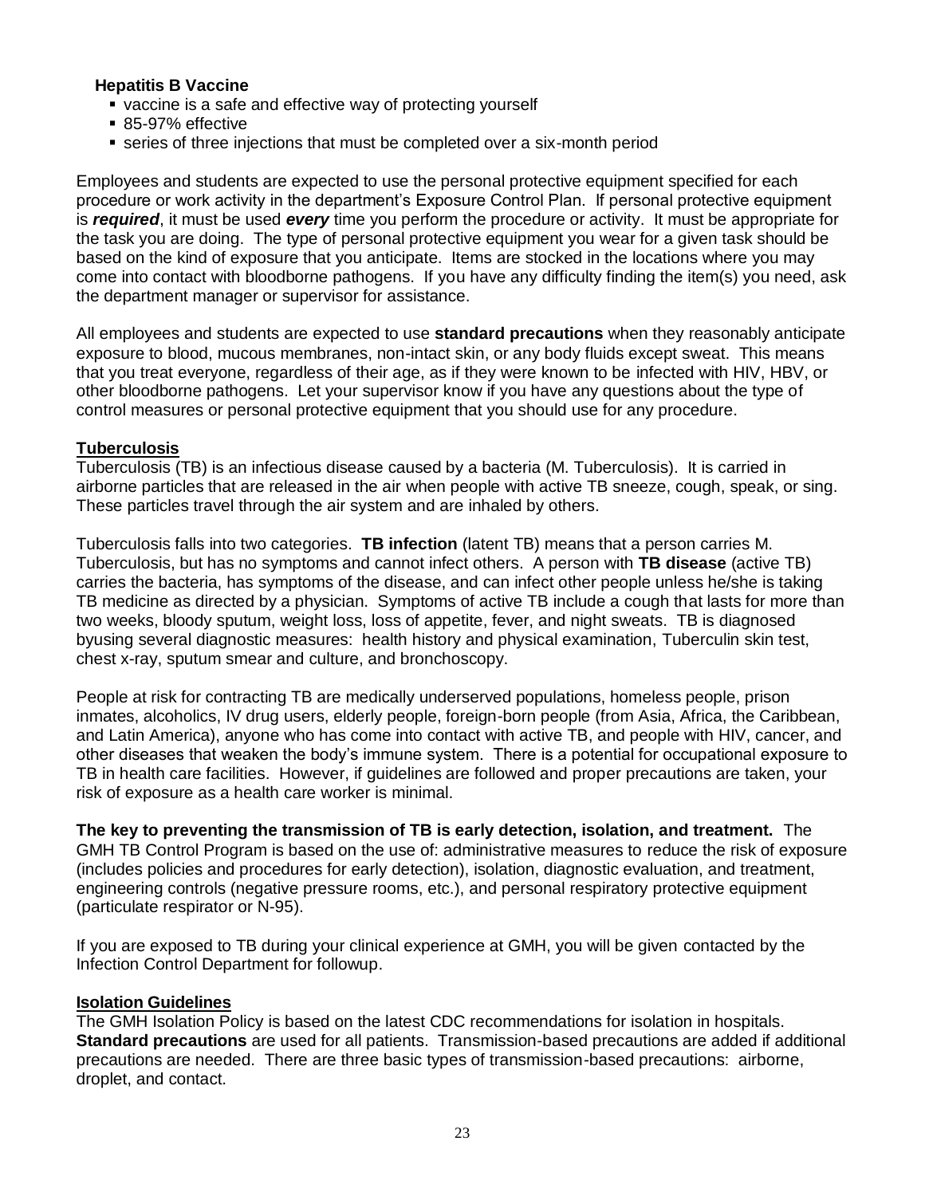**Hepatitis B Vaccine**

- vaccine is a safe and effective way of protecting yourself
- 85-97% effective
- series of three injections that must be completed over a six-month period

Employees and students are expected to use the personal protective equipment specified for each procedure or work activity in the department's Exposure Control Plan. If personal protective equipment is ***required***, it must be used ***every*** time you perform the procedure or activity. It must be appropriate for the task you are doing. The type of personal protective equipment you wear for a given task should be based on the kind of exposure that you anticipate. Items are stocked in the locations where you may come into contact with bloodborne pathogens. If you have any difficulty finding the item(s) you need, ask the department manager or supervisor for assistance.

All employees and students are expected to use **standard precautions** when they reasonably anticipate exposure to blood, mucous membranes, non-intact skin, or any body fluids except sweat. This means that you treat everyone, regardless of their age, as if they were known to be infected with HIV, HBV, or other bloodborne pathogens. Let your supervisor know if you have any questions about the type of control measures or personal protective equipment that you should use for any procedure.

## Tuberculosis

Tuberculosis (TB) is an infectious disease caused by a bacteria (M. Tuberculosis). It is carried in airborne particles that are released in the air when people with active TB sneeze, cough, speak, or sing. These particles travel through the air system and are inhaled by others.

Tuberculosis falls into two categories. **TB infection** (latent TB) means that a person carries M. Tuberculosis, but has no symptoms and cannot infect others. A person with **TB disease** (active TB) carries the bacteria, has symptoms of the disease, and can infect other people unless he/she is taking TB medicine as directed by a physician. Symptoms of active TB include a cough that lasts for more than two weeks, bloody sputum, weight loss, loss of appetite, fever, and night sweats. TB is diagnosed byusing several diagnostic measures: health history and physical examination, Tuberculin skin test, chest x-ray, sputum smear and culture, and bronchoscopy.

People at risk for contracting TB are medically underserved populations, homeless people, prison inmates, alcoholics, IV drug users, elderly people, foreign-born people (from Asia, Africa, the Caribbean, and Latin America), anyone who has come into contact with active TB, and people with HIV, cancer, and other diseases that weaken the body's immune system. There is a potential for occupational exposure to TB in health care facilities. However, if guidelines are followed and proper precautions are taken, your risk of exposure as a health care worker is minimal.

**The key to preventing the transmission of TB is early detection, isolation, and treatment.** The GMH TB Control Program is based on the use of: administrative measures to reduce the risk of exposure (includes policies and procedures for early detection), isolation, diagnostic evaluation, and treatment, engineering controls (negative pressure rooms, etc.), and personal respiratory protective equipment (particulate respirator or N-95).

If you are exposed to TB during your clinical experience at GMH, you will be given contacted by the Infection Control Department for followup.

## Isolation Guidelines

The GMH Isolation Policy is based on the latest CDC recommendations for isolation in hospitals. **Standard precautions** are used for all patients. Transmission-based precautions are added if additional precautions are needed. There are three basic types of transmission-based precautions: airborne, droplet, and contact.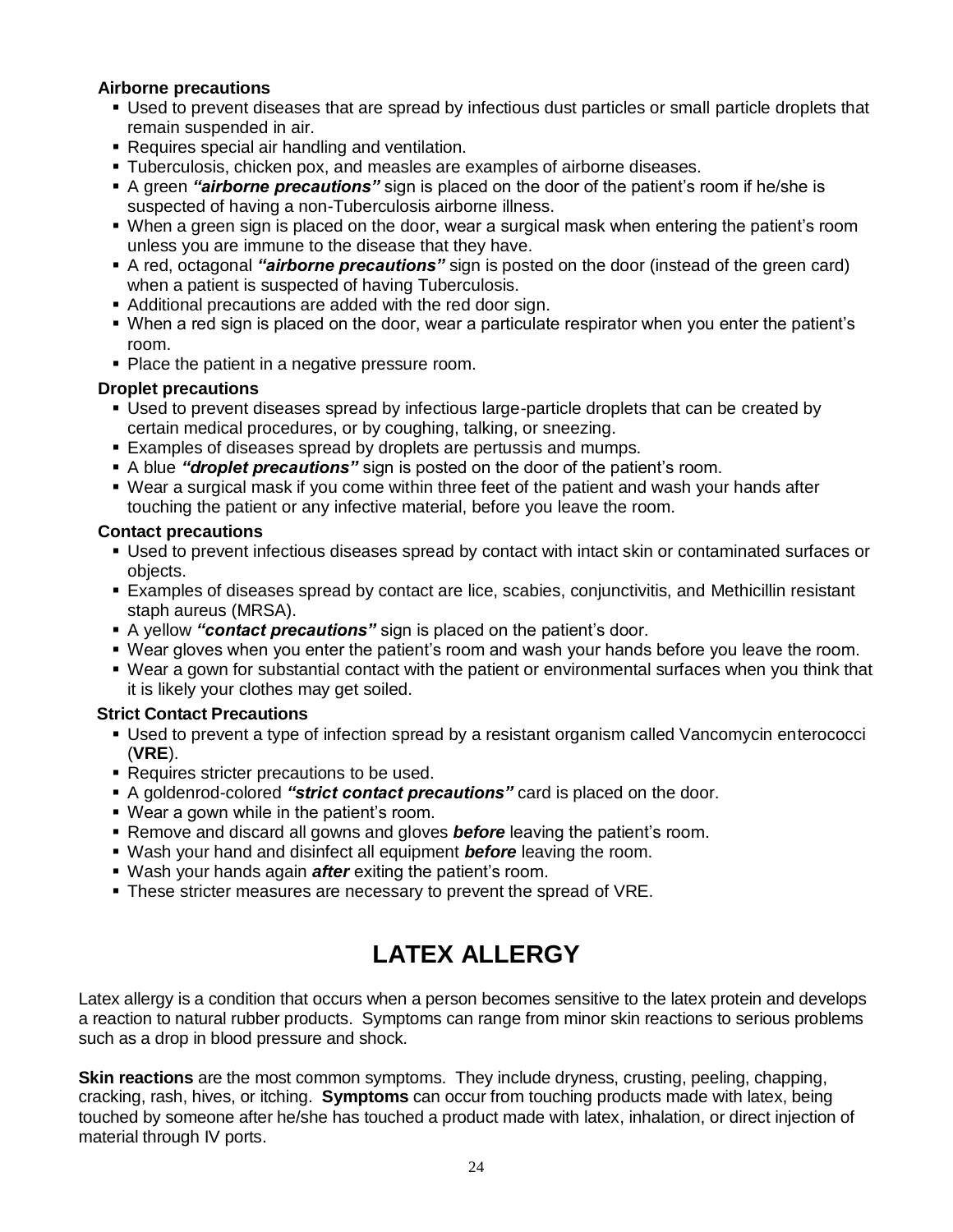**Airborne precautions**

- Used to prevent diseases that are spread by infectious dust particles or small particle droplets that remain suspended in air.
- Requires special air handling and ventilation.
- Tuberculosis, chicken pox, and measles are examples of airborne diseases.
- A green ***"airborne precautions"*** sign is placed on the door of the patient's room if he/she is suspected of having a non-Tuberculosis airborne illness.
- When a green sign is placed on the door, wear a surgical mask when entering the patient's room unless you are immune to the disease that they have.
- A red, octagonal ***"airborne precautions"*** sign is posted on the door (instead of the green card) when a patient is suspected of having Tuberculosis.
- Additional precautions are added with the red door sign.
- When a red sign is placed on the door, wear a particulate respirator when you enter the patient's room.
- Place the patient in a negative pressure room.

**Droplet precautions**

- Used to prevent diseases spread by infectious large-particle droplets that can be created by certain medical procedures, or by coughing, talking, or sneezing.
- Examples of diseases spread by droplets are pertussis and mumps.
- A blue ***"droplet precautions"*** sign is posted on the door of the patient's room.
- Wear a surgical mask if you come within three feet of the patient and wash your hands after touching the patient or any infective material, before you leave the room.

**Contact precautions**

- Used to prevent infectious diseases spread by contact with intact skin or contaminated surfaces or objects.
- Examples of diseases spread by contact are lice, scabies, conjunctivitis, and Methicillin resistant staph aureus (MRSA).
- A yellow ***"contact precautions"*** sign is placed on the patient's door.
- Wear gloves when you enter the patient's room and wash your hands before you leave the room.
- Wear a gown for substantial contact with the patient or environmental surfaces when you think that it is likely your clothes may get soiled.

**Strict Contact Precautions**

- Used to prevent a type of infection spread by a resistant organism called Vancomycin enterococci (**VRE**).
- Requires stricter precautions to be used.
- A goldenrod-colored ***"strict contact precautions"*** card is placed on the door.
- Wear a gown while in the patient's room.
- Remove and discard all gowns and gloves ***before*** leaving the patient's room.
- Wash your hand and disinfect all equipment ***before*** leaving the room.
- Wash your hands again ***after*** exiting the patient's room.
- These stricter measures are necessary to prevent the spread of VRE.

# LATEX ALLERGY

Latex allergy is a condition that occurs when a person becomes sensitive to the latex protein and develops a reaction to natural rubber products. Symptoms can range from minor skin reactions to serious problems such as a drop in blood pressure and shock.

**Skin reactions** are the most common symptoms. They include dryness, crusting, peeling, chapping, cracking, rash, hives, or itching. **Symptoms** can occur from touching products made with latex, being touched by someone after he/she has touched a product made with latex, inhalation, or direct injection of material through IV ports.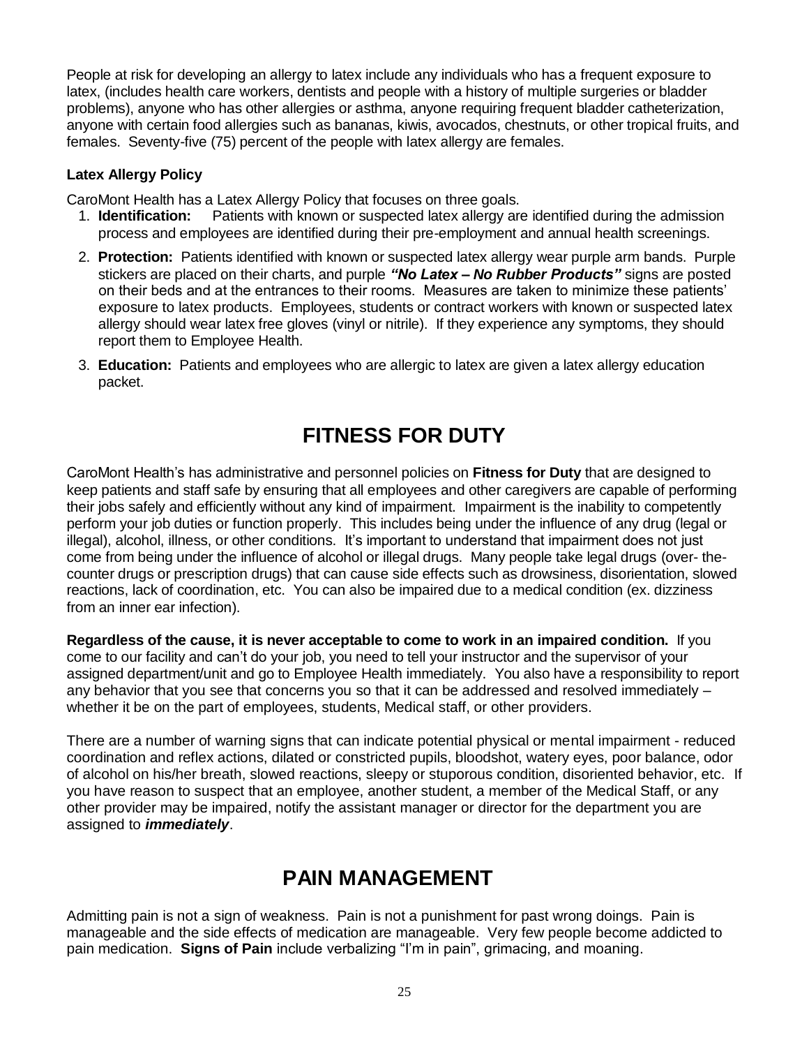People at risk for developing an allergy to latex include any individuals who has a frequent exposure to latex, (includes health care workers, dentists and people with a history of multiple surgeries or bladder problems), anyone who has other allergies or asthma, anyone requiring frequent bladder catheterization, anyone with certain food allergies such as bananas, kiwis, avocados, chestnuts, or other tropical fruits, and females. Seventy-five (75) percent of the people with latex allergy are females.

### Latex Allergy Policy

CaroMont Health has a Latex Allergy Policy that focuses on three goals.

1. **Identification:** Patients with known or suspected latex allergy are identified during the admission process and employees are identified during their pre-employment and annual health screenings.
2. **Protection:** Patients identified with known or suspected latex allergy wear purple arm bands. Purple stickers are placed on their charts, and purple ***"No Latex – No Rubber Products"*** signs are posted on their beds and at the entrances to their rooms. Measures are taken to minimize these patients' exposure to latex products. Employees, students or contract workers with known or suspected latex allergy should wear latex free gloves (vinyl or nitrile). If they experience any symptoms, they should report them to Employee Health.
3. **Education:** Patients and employees who are allergic to latex are given a latex allergy education packet.

## FITNESS FOR DUTY

CaroMont Health's has administrative and personnel policies on **Fitness for Duty** that are designed to keep patients and staff safe by ensuring that all employees and other caregivers are capable of performing their jobs safely and efficiently without any kind of impairment. Impairment is the inability to competently perform your job duties or function properly. This includes being under the influence of any drug (legal or illegal), alcohol, illness, or other conditions. It's important to understand that impairment does not just come from being under the influence of alcohol or illegal drugs. Many people take legal drugs (over- the-counter drugs or prescription drugs) that can cause side effects such as drowsiness, disorientation, slowed reactions, lack of coordination, etc. You can also be impaired due to a medical condition (ex. dizziness from an inner ear infection).

**Regardless of the cause, it is never acceptable to come to work in an impaired condition.** If you come to our facility and can't do your job, you need to tell your instructor and the supervisor of your assigned department/unit and go to Employee Health immediately. You also have a responsibility to report any behavior that you see that concerns you so that it can be addressed and resolved immediately – whether it be on the part of employees, students, Medical staff, or other providers.

There are a number of warning signs that can indicate potential physical or mental impairment - reduced coordination and reflex actions, dilated or constricted pupils, bloodshot, watery eyes, poor balance, odor of alcohol on his/her breath, slowed reactions, sleepy or stuporous condition, disoriented behavior, etc. If you have reason to suspect that an employee, another student, a member of the Medical Staff, or any other provider may be impaired, notify the assistant manager or director for the department you are assigned to ***immediately***.

## PAIN MANAGEMENT

Admitting pain is not a sign of weakness. Pain is not a punishment for past wrong doings. Pain is manageable and the side effects of medication are manageable. Very few people become addicted to pain medication. **Signs of Pain** include verbalizing "I'm in pain", grimacing, and moaning.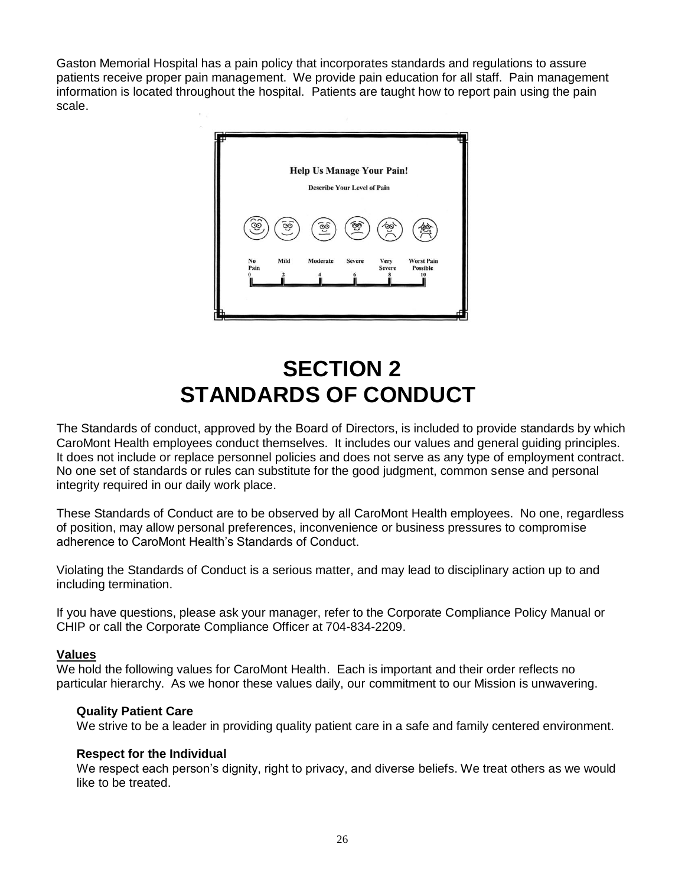Gaston Memorial Hospital has a pain policy that incorporates standards and regulations to assure patients receive proper pain management. We provide pain education for all staff. Pain management information is located throughout the hospital. Patients are taught how to report pain using the pain scale.

**Help Us Manage Your Pain!**

**Describe Your Level of Pain**

| No Pain | Mild | Moderate | Severe | Very Severe | Worst Pain Possible |
|---|---|---|---|---|---|
| 0 | 2 | 4 | 6 | 8 | 10 |

# SECTION 2
# STANDARDS OF CONDUCT

The Standards of conduct, approved by the Board of Directors, is included to provide standards by which CaroMont Health employees conduct themselves. It includes our values and general guiding principles. It does not include or replace personnel policies and does not serve as any type of employment contract. No one set of standards or rules can substitute for the good judgment, common sense and personal integrity required in our daily work place.

These Standards of Conduct are to be observed by all CaroMont Health employees. No one, regardless of position, may allow personal preferences, inconvenience or business pressures to compromise adherence to CaroMont Health's Standards of Conduct.

Violating the Standards of Conduct is a serious matter, and may lead to disciplinary action up to and including termination.

If you have questions, please ask your manager, refer to the Corporate Compliance Policy Manual or CHIP or call the Corporate Compliance Officer at 704-834-2209.

## Values

We hold the following values for CaroMont Health. Each is important and their order reflects no particular hierarchy. As we honor these values daily, our commitment to our Mission is unwavering.

**Quality Patient Care**
We strive to be a leader in providing quality patient care in a safe and family centered environment.

**Respect for the Individual**
We respect each person's dignity, right to privacy, and diverse beliefs. We treat others as we would like to be treated.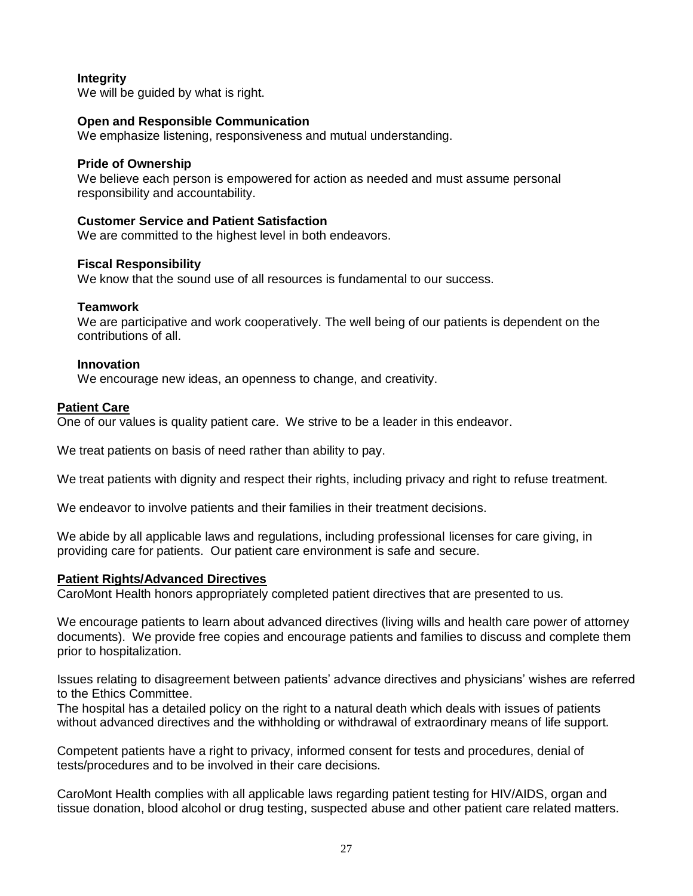**Integrity**
We will be guided by what is right.

**Open and Responsible Communication**
We emphasize listening, responsiveness and mutual understanding.

**Pride of Ownership**
We believe each person is empowered for action as needed and must assume personal responsibility and accountability.

**Customer Service and Patient Satisfaction**
We are committed to the highest level in both endeavors.

**Fiscal Responsibility**
We know that the sound use of all resources is fundamental to our success.

**Teamwork**
We are participative and work cooperatively. The well being of our patients is dependent on the contributions of all.

**Innovation**
We encourage new ideas, an openness to change, and creativity.

## Patient Care

One of our values is quality patient care. We strive to be a leader in this endeavor.

We treat patients on basis of need rather than ability to pay.

We treat patients with dignity and respect their rights, including privacy and right to refuse treatment.

We endeavor to involve patients and their families in their treatment decisions.

We abide by all applicable laws and regulations, including professional licenses for care giving, in providing care for patients. Our patient care environment is safe and secure.

## Patient Rights/Advanced Directives

CaroMont Health honors appropriately completed patient directives that are presented to us.

We encourage patients to learn about advanced directives (living wills and health care power of attorney documents). We provide free copies and encourage patients and families to discuss and complete them prior to hospitalization.

Issues relating to disagreement between patients' advance directives and physicians' wishes are referred to the Ethics Committee.
The hospital has a detailed policy on the right to a natural death which deals with issues of patients without advanced directives and the withholding or withdrawal of extraordinary means of life support.

Competent patients have a right to privacy, informed consent for tests and procedures, denial of tests/procedures and to be involved in their care decisions.

CaroMont Health complies with all applicable laws regarding patient testing for HIV/AIDS, organ and tissue donation, blood alcohol or drug testing, suspected abuse and other patient care related matters.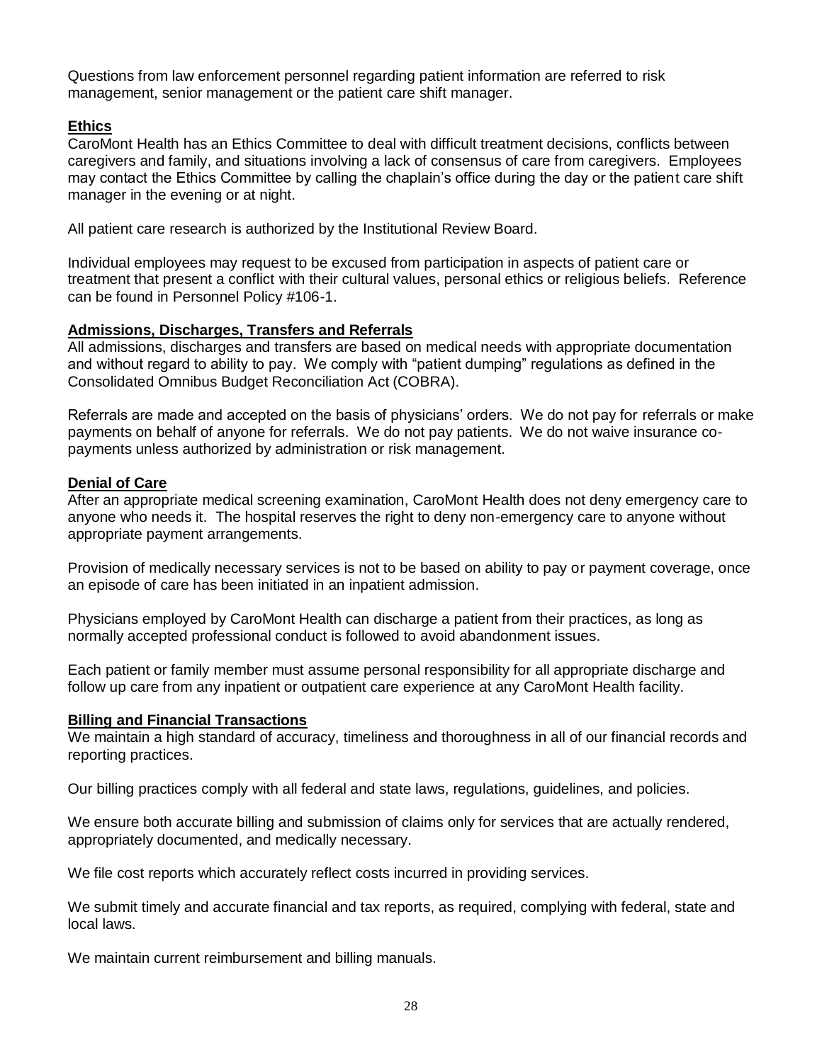Questions from law enforcement personnel regarding patient information are referred to risk management, senior management or the patient care shift manager.

## Ethics

CaroMont Health has an Ethics Committee to deal with difficult treatment decisions, conflicts between caregivers and family, and situations involving a lack of consensus of care from caregivers. Employees may contact the Ethics Committee by calling the chaplain's office during the day or the patient care shift manager in the evening or at night.

All patient care research is authorized by the Institutional Review Board.

Individual employees may request to be excused from participation in aspects of patient care or treatment that present a conflict with their cultural values, personal ethics or religious beliefs. Reference can be found in Personnel Policy #106-1.

## Admissions, Discharges, Transfers and Referrals

All admissions, discharges and transfers are based on medical needs with appropriate documentation and without regard to ability to pay. We comply with "patient dumping" regulations as defined in the Consolidated Omnibus Budget Reconciliation Act (COBRA).

Referrals are made and accepted on the basis of physicians' orders. We do not pay for referrals or make payments on behalf of anyone for referrals. We do not pay patients. We do not waive insurance co-payments unless authorized by administration or risk management.

## Denial of Care

After an appropriate medical screening examination, CaroMont Health does not deny emergency care to anyone who needs it. The hospital reserves the right to deny non-emergency care to anyone without appropriate payment arrangements.

Provision of medically necessary services is not to be based on ability to pay or payment coverage, once an episode of care has been initiated in an inpatient admission.

Physicians employed by CaroMont Health can discharge a patient from their practices, as long as normally accepted professional conduct is followed to avoid abandonment issues.

Each patient or family member must assume personal responsibility for all appropriate discharge and follow up care from any inpatient or outpatient care experience at any CaroMont Health facility.

## Billing and Financial Transactions

We maintain a high standard of accuracy, timeliness and thoroughness in all of our financial records and reporting practices.

Our billing practices comply with all federal and state laws, regulations, guidelines, and policies.

We ensure both accurate billing and submission of claims only for services that are actually rendered, appropriately documented, and medically necessary.

We file cost reports which accurately reflect costs incurred in providing services.

We submit timely and accurate financial and tax reports, as required, complying with federal, state and local laws.

We maintain current reimbursement and billing manuals.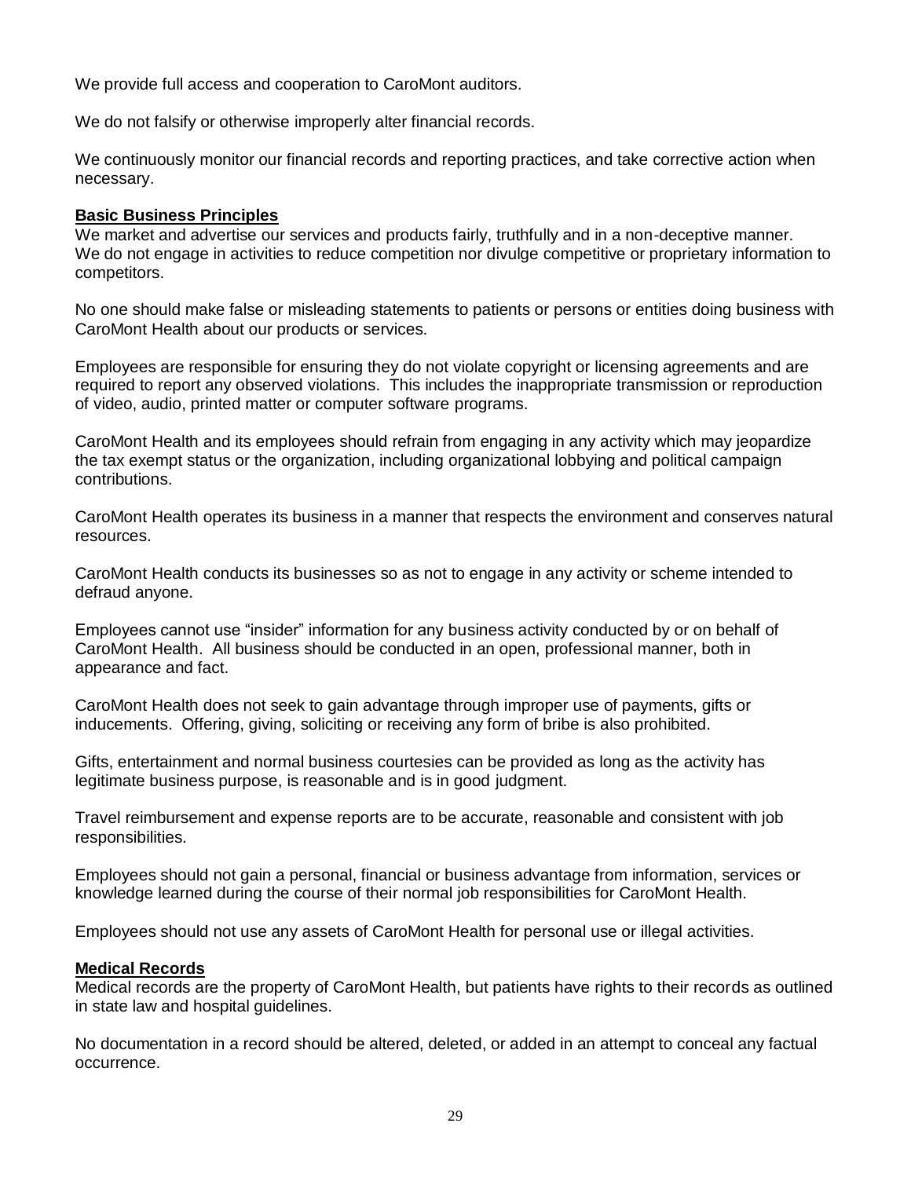We provide full access and cooperation to CaroMont auditors.

We do not falsify or otherwise improperly alter financial records.

We continuously monitor our financial records and reporting practices, and take corrective action when necessary.

**Basic Business Principles**

We market and advertise our services and products fairly, truthfully and in a non-deceptive manner. We do not engage in activities to reduce competition nor divulge competitive or proprietary information to competitors.

No one should make false or misleading statements to patients or persons or entities doing business with CaroMont Health about our products or services.

Employees are responsible for ensuring they do not violate copyright or licensing agreements and are required to report any observed violations. This includes the inappropriate transmission or reproduction of video, audio, printed matter or computer software programs.

CaroMont Health and its employees should refrain from engaging in any activity which may jeopardize the tax exempt status or the organization, including organizational lobbying and political campaign contributions.

CaroMont Health operates its business in a manner that respects the environment and conserves natural resources.

CaroMont Health conducts its businesses so as not to engage in any activity or scheme intended to defraud anyone.

Employees cannot use "insider" information for any business activity conducted by or on behalf of CaroMont Health. All business should be conducted in an open, professional manner, both in appearance and fact.

CaroMont Health does not seek to gain advantage through improper use of payments, gifts or inducements. Offering, giving, soliciting or receiving any form of bribe is also prohibited.

Gifts, entertainment and normal business courtesies can be provided as long as the activity has legitimate business purpose, is reasonable and is in good judgment.

Travel reimbursement and expense reports are to be accurate, reasonable and consistent with job responsibilities.

Employees should not gain a personal, financial or business advantage from information, services or knowledge learned during the course of their normal job responsibilities for CaroMont Health.

Employees should not use any assets of CaroMont Health for personal use or illegal activities.

**Medical Records**

Medical records are the property of CaroMont Health, but patients have rights to their records as outlined in state law and hospital guidelines.

No documentation in a record should be altered, deleted, or added in an attempt to conceal any factual occurrence.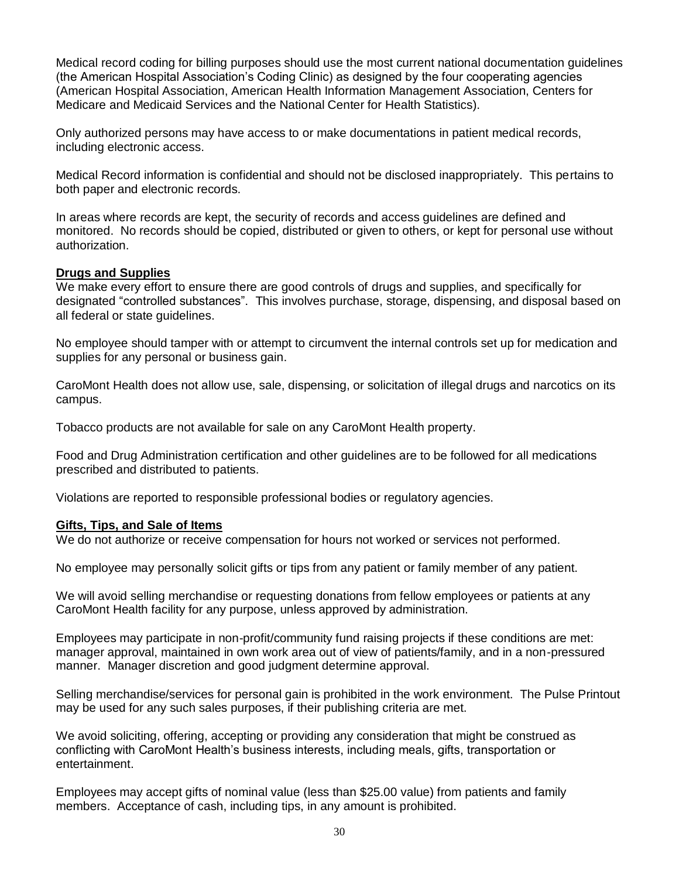Medical record coding for billing purposes should use the most current national documentation guidelines (the American Hospital Association's Coding Clinic) as designed by the four cooperating agencies (American Hospital Association, American Health Information Management Association, Centers for Medicare and Medicaid Services and the National Center for Health Statistics).

Only authorized persons may have access to or make documentations in patient medical records, including electronic access.

Medical Record information is confidential and should not be disclosed inappropriately. This pertains to both paper and electronic records.

In areas where records are kept, the security of records and access guidelines are defined and monitored. No records should be copied, distributed or given to others, or kept for personal use without authorization.

**Drugs and Supplies**

We make every effort to ensure there are good controls of drugs and supplies, and specifically for designated "controlled substances". This involves purchase, storage, dispensing, and disposal based on all federal or state guidelines.

No employee should tamper with or attempt to circumvent the internal controls set up for medication and supplies for any personal or business gain.

CaroMont Health does not allow use, sale, dispensing, or solicitation of illegal drugs and narcotics on its campus.

Tobacco products are not available for sale on any CaroMont Health property.

Food and Drug Administration certification and other guidelines are to be followed for all medications prescribed and distributed to patients.

Violations are reported to responsible professional bodies or regulatory agencies.

**Gifts, Tips, and Sale of Items**

We do not authorize or receive compensation for hours not worked or services not performed.

No employee may personally solicit gifts or tips from any patient or family member of any patient.

We will avoid selling merchandise or requesting donations from fellow employees or patients at any CaroMont Health facility for any purpose, unless approved by administration.

Employees may participate in non-profit/community fund raising projects if these conditions are met: manager approval, maintained in own work area out of view of patients/family, and in a non-pressured manner. Manager discretion and good judgment determine approval.

Selling merchandise/services for personal gain is prohibited in the work environment. The Pulse Printout may be used for any such sales purposes, if their publishing criteria are met.

We avoid soliciting, offering, accepting or providing any consideration that might be construed as conflicting with CaroMont Health's business interests, including meals, gifts, transportation or entertainment.

Employees may accept gifts of nominal value (less than $25.00 value) from patients and family members. Acceptance of cash, including tips, in any amount is prohibited.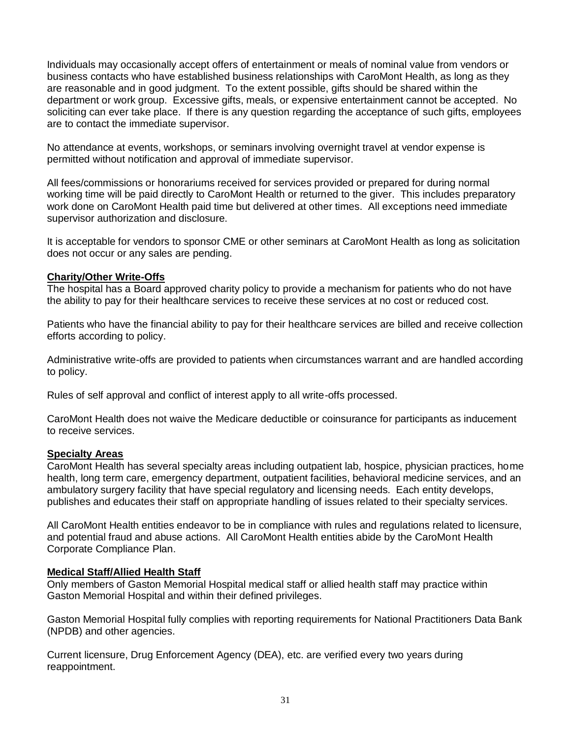Individuals may occasionally accept offers of entertainment or meals of nominal value from vendors or business contacts who have established business relationships with CaroMont Health, as long as they are reasonable and in good judgment. To the extent possible, gifts should be shared within the department or work group. Excessive gifts, meals, or expensive entertainment cannot be accepted. No soliciting can ever take place. If there is any question regarding the acceptance of such gifts, employees are to contact the immediate supervisor.

No attendance at events, workshops, or seminars involving overnight travel at vendor expense is permitted without notification and approval of immediate supervisor.

All fees/commissions or honorariums received for services provided or prepared for during normal working time will be paid directly to CaroMont Health or returned to the giver. This includes preparatory work done on CaroMont Health paid time but delivered at other times. All exceptions need immediate supervisor authorization and disclosure.

It is acceptable for vendors to sponsor CME or other seminars at CaroMont Health as long as solicitation does not occur or any sales are pending.

**Charity/Other Write-Offs**

The hospital has a Board approved charity policy to provide a mechanism for patients who do not have the ability to pay for their healthcare services to receive these services at no cost or reduced cost.

Patients who have the financial ability to pay for their healthcare services are billed and receive collection efforts according to policy.

Administrative write-offs are provided to patients when circumstances warrant and are handled according to policy.

Rules of self approval and conflict of interest apply to all write-offs processed.

CaroMont Health does not waive the Medicare deductible or coinsurance for participants as inducement to receive services.

**Specialty Areas**

CaroMont Health has several specialty areas including outpatient lab, hospice, physician practices, home health, long term care, emergency department, outpatient facilities, behavioral medicine services, and an ambulatory surgery facility that have special regulatory and licensing needs. Each entity develops, publishes and educates their staff on appropriate handling of issues related to their specialty services.

All CaroMont Health entities endeavor to be in compliance with rules and regulations related to licensure, and potential fraud and abuse actions. All CaroMont Health entities abide by the CaroMont Health Corporate Compliance Plan.

**Medical Staff/Allied Health Staff**

Only members of Gaston Memorial Hospital medical staff or allied health staff may practice within Gaston Memorial Hospital and within their defined privileges.

Gaston Memorial Hospital fully complies with reporting requirements for National Practitioners Data Bank (NPDB) and other agencies.

Current licensure, Drug Enforcement Agency (DEA), etc. are verified every two years during reappointment.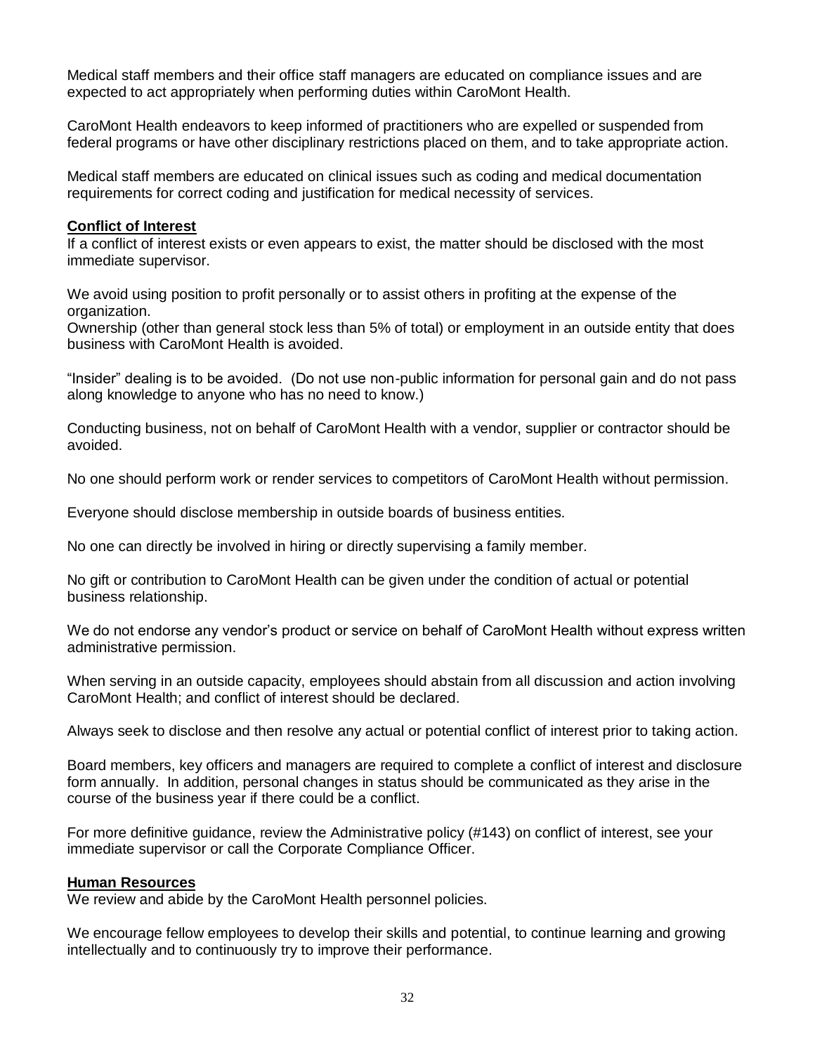Medical staff members and their office staff managers are educated on compliance issues and are expected to act appropriately when performing duties within CaroMont Health.

CaroMont Health endeavors to keep informed of practitioners who are expelled or suspended from federal programs or have other disciplinary restrictions placed on them, and to take appropriate action.

Medical staff members are educated on clinical issues such as coding and medical documentation requirements for correct coding and justification for medical necessity of services.

**Conflict of Interest**

If a conflict of interest exists or even appears to exist, the matter should be disclosed with the most immediate supervisor.

We avoid using position to profit personally or to assist others in profiting at the expense of the organization.
Ownership (other than general stock less than 5% of total) or employment in an outside entity that does business with CaroMont Health is avoided.

"Insider" dealing is to be avoided. (Do not use non-public information for personal gain and do not pass along knowledge to anyone who has no need to know.)

Conducting business, not on behalf of CaroMont Health with a vendor, supplier or contractor should be avoided.

No one should perform work or render services to competitors of CaroMont Health without permission.

Everyone should disclose membership in outside boards of business entities.

No one can directly be involved in hiring or directly supervising a family member.

No gift or contribution to CaroMont Health can be given under the condition of actual or potential business relationship.

We do not endorse any vendor's product or service on behalf of CaroMont Health without express written administrative permission.

When serving in an outside capacity, employees should abstain from all discussion and action involving CaroMont Health; and conflict of interest should be declared.

Always seek to disclose and then resolve any actual or potential conflict of interest prior to taking action.

Board members, key officers and managers are required to complete a conflict of interest and disclosure form annually. In addition, personal changes in status should be communicated as they arise in the course of the business year if there could be a conflict.

For more definitive guidance, review the Administrative policy (#143) on conflict of interest, see your immediate supervisor or call the Corporate Compliance Officer.

**Human Resources**

We review and abide by the CaroMont Health personnel policies.

We encourage fellow employees to develop their skills and potential, to continue learning and growing intellectually and to continuously try to improve their performance.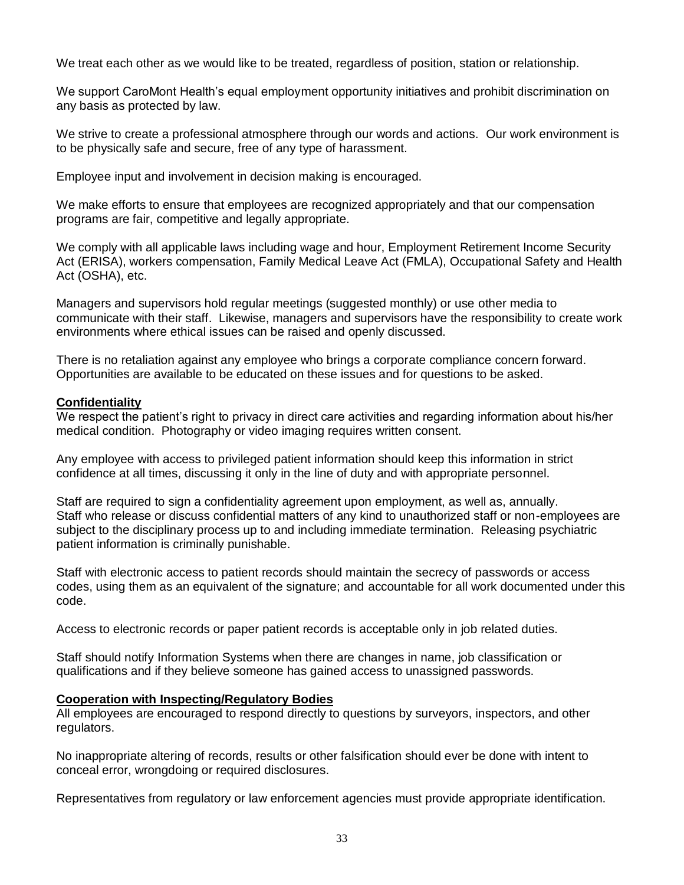We treat each other as we would like to be treated, regardless of position, station or relationship.

We support CaroMont Health's equal employment opportunity initiatives and prohibit discrimination on any basis as protected by law.

We strive to create a professional atmosphere through our words and actions. Our work environment is to be physically safe and secure, free of any type of harassment.

Employee input and involvement in decision making is encouraged.

We make efforts to ensure that employees are recognized appropriately and that our compensation programs are fair, competitive and legally appropriate.

We comply with all applicable laws including wage and hour, Employment Retirement Income Security Act (ERISA), workers compensation, Family Medical Leave Act (FMLA), Occupational Safety and Health Act (OSHA), etc.

Managers and supervisors hold regular meetings (suggested monthly) or use other media to communicate with their staff. Likewise, managers and supervisors have the responsibility to create work environments where ethical issues can be raised and openly discussed.

There is no retaliation against any employee who brings a corporate compliance concern forward. Opportunities are available to be educated on these issues and for questions to be asked.

**Confidentiality**

We respect the patient's right to privacy in direct care activities and regarding information about his/her medical condition. Photography or video imaging requires written consent.

Any employee with access to privileged patient information should keep this information in strict confidence at all times, discussing it only in the line of duty and with appropriate personnel.

Staff are required to sign a confidentiality agreement upon employment, as well as, annually.
Staff who release or discuss confidential matters of any kind to unauthorized staff or non-employees are subject to the disciplinary process up to and including immediate termination. Releasing psychiatric patient information is criminally punishable.

Staff with electronic access to patient records should maintain the secrecy of passwords or access codes, using them as an equivalent of the signature; and accountable for all work documented under this code.

Access to electronic records or paper patient records is acceptable only in job related duties.

Staff should notify Information Systems when there are changes in name, job classification or qualifications and if they believe someone has gained access to unassigned passwords.

**Cooperation with Inspecting/Regulatory Bodies**

All employees are encouraged to respond directly to questions by surveyors, inspectors, and other regulators.

No inappropriate altering of records, results or other falsification should ever be done with intent to conceal error, wrongdoing or required disclosures.

Representatives from regulatory or law enforcement agencies must provide appropriate identification.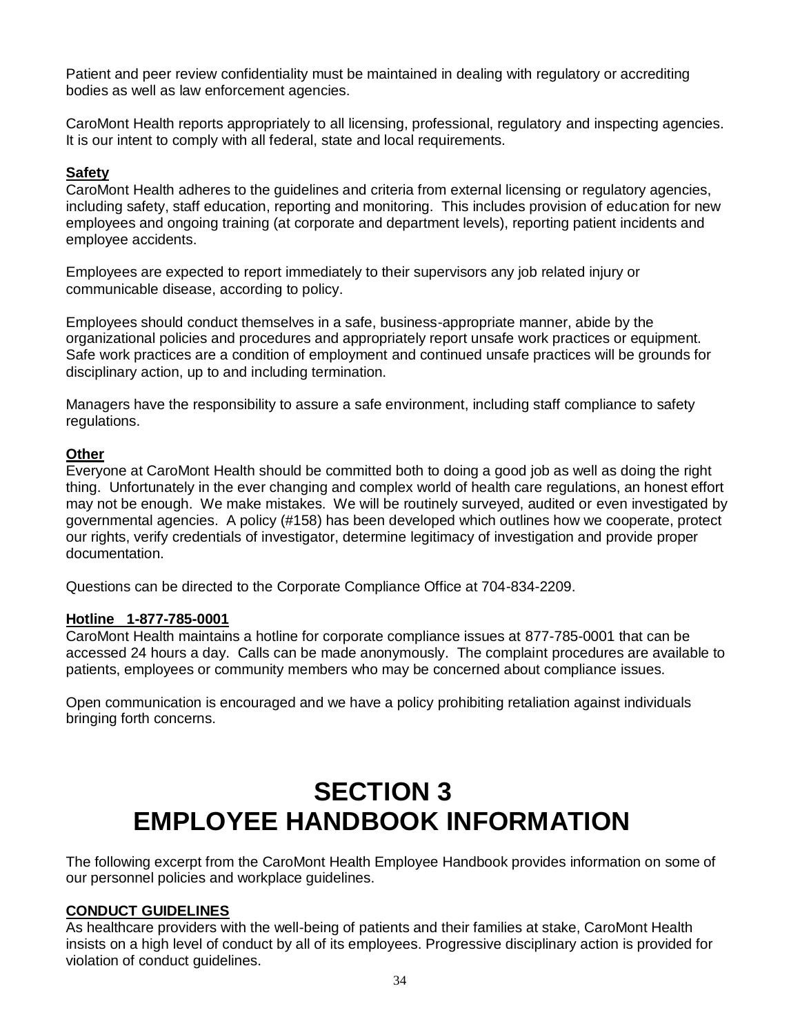Patient and peer review confidentiality must be maintained in dealing with regulatory or accrediting bodies as well as law enforcement agencies.

CaroMont Health reports appropriately to all licensing, professional, regulatory and inspecting agencies. It is our intent to comply with all federal, state and local requirements.

**Safety**

CaroMont Health adheres to the guidelines and criteria from external licensing or regulatory agencies, including safety, staff education, reporting and monitoring. This includes provision of education for new employees and ongoing training (at corporate and department levels), reporting patient incidents and employee accidents.

Employees are expected to report immediately to their supervisors any job related injury or communicable disease, according to policy.

Employees should conduct themselves in a safe, business-appropriate manner, abide by the organizational policies and procedures and appropriately report unsafe work practices or equipment. Safe work practices are a condition of employment and continued unsafe practices will be grounds for disciplinary action, up to and including termination.

Managers have the responsibility to assure a safe environment, including staff compliance to safety regulations.

**Other**

Everyone at CaroMont Health should be committed both to doing a good job as well as doing the right thing. Unfortunately in the ever changing and complex world of health care regulations, an honest effort may not be enough. We make mistakes. We will be routinely surveyed, audited or even investigated by governmental agencies. A policy (#158) has been developed which outlines how we cooperate, protect our rights, verify credentials of investigator, determine legitimacy of investigation and provide proper documentation.

Questions can be directed to the Corporate Compliance Office at 704-834-2209.

**Hotline 1-877-785-0001**

CaroMont Health maintains a hotline for corporate compliance issues at 877-785-0001 that can be accessed 24 hours a day. Calls can be made anonymously. The complaint procedures are available to patients, employees or community members who may be concerned about compliance issues.

Open communication is encouraged and we have a policy prohibiting retaliation against individuals bringing forth concerns.

# SECTION 3
# EMPLOYEE HANDBOOK INFORMATION

The following excerpt from the CaroMont Health Employee Handbook provides information on some of our personnel policies and workplace guidelines.

**CONDUCT GUIDELINES**

As healthcare providers with the well-being of patients and their families at stake, CaroMont Health insists on a high level of conduct by all of its employees. Progressive disciplinary action is provided for violation of conduct guidelines.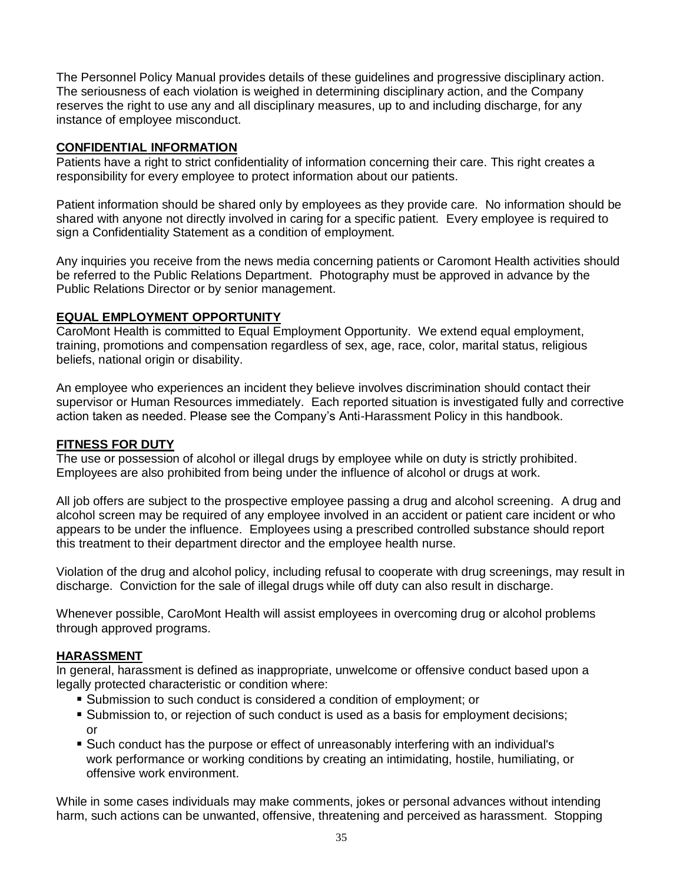The Personnel Policy Manual provides details of these guidelines and progressive disciplinary action. The seriousness of each violation is weighed in determining disciplinary action, and the Company reserves the right to use any and all disciplinary measures, up to and including discharge, for any instance of employee misconduct.

## CONFIDENTIAL INFORMATION

Patients have a right to strict confidentiality of information concerning their care. This right creates a responsibility for every employee to protect information about our patients.

Patient information should be shared only by employees as they provide care. No information should be shared with anyone not directly involved in caring for a specific patient. Every employee is required to sign a Confidentiality Statement as a condition of employment.

Any inquiries you receive from the news media concerning patients or Caromont Health activities should be referred to the Public Relations Department. Photography must be approved in advance by the Public Relations Director or by senior management.

## EQUAL EMPLOYMENT OPPORTUNITY

CaroMont Health is committed to Equal Employment Opportunity. We extend equal employment, training, promotions and compensation regardless of sex, age, race, color, marital status, religious beliefs, national origin or disability.

An employee who experiences an incident they believe involves discrimination should contact their supervisor or Human Resources immediately. Each reported situation is investigated fully and corrective action taken as needed. Please see the Company's Anti-Harassment Policy in this handbook.

## FITNESS FOR DUTY

The use or possession of alcohol or illegal drugs by employee while on duty is strictly prohibited. Employees are also prohibited from being under the influence of alcohol or drugs at work.

All job offers are subject to the prospective employee passing a drug and alcohol screening. A drug and alcohol screen may be required of any employee involved in an accident or patient care incident or who appears to be under the influence. Employees using a prescribed controlled substance should report this treatment to their department director and the employee health nurse.

Violation of the drug and alcohol policy, including refusal to cooperate with drug screenings, may result in discharge. Conviction for the sale of illegal drugs while off duty can also result in discharge.

Whenever possible, CaroMont Health will assist employees in overcoming drug or alcohol problems through approved programs.

## HARASSMENT

In general, harassment is defined as inappropriate, unwelcome or offensive conduct based upon a legally protected characteristic or condition where:

- Submission to such conduct is considered a condition of employment; or
- Submission to, or rejection of such conduct is used as a basis for employment decisions; or
- Such conduct has the purpose or effect of unreasonably interfering with an individual's work performance or working conditions by creating an intimidating, hostile, humiliating, or offensive work environment.

While in some cases individuals may make comments, jokes or personal advances without intending harm, such actions can be unwanted, offensive, threatening and perceived as harassment. Stopping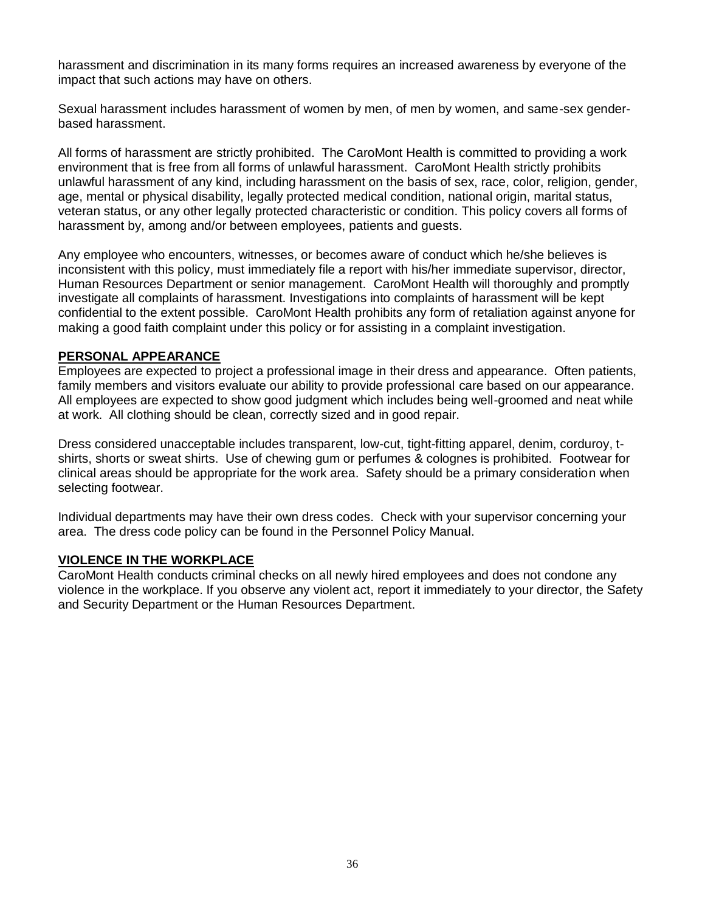harassment and discrimination in its many forms requires an increased awareness by everyone of the impact that such actions may have on others.

Sexual harassment includes harassment of women by men, of men by women, and same-sex gender-based harassment.

All forms of harassment are strictly prohibited. The CaroMont Health is committed to providing a work environment that is free from all forms of unlawful harassment. CaroMont Health strictly prohibits unlawful harassment of any kind, including harassment on the basis of sex, race, color, religion, gender, age, mental or physical disability, legally protected medical condition, national origin, marital status, veteran status, or any other legally protected characteristic or condition. This policy covers all forms of harassment by, among and/or between employees, patients and guests.

Any employee who encounters, witnesses, or becomes aware of conduct which he/she believes is inconsistent with this policy, must immediately file a report with his/her immediate supervisor, director, Human Resources Department or senior management. CaroMont Health will thoroughly and promptly investigate all complaints of harassment. Investigations into complaints of harassment will be kept confidential to the extent possible. CaroMont Health prohibits any form of retaliation against anyone for making a good faith complaint under this policy or for assisting in a complaint investigation.

## PERSONAL APPEARANCE

Employees are expected to project a professional image in their dress and appearance. Often patients, family members and visitors evaluate our ability to provide professional care based on our appearance. All employees are expected to show good judgment which includes being well-groomed and neat while at work. All clothing should be clean, correctly sized and in good repair.

Dress considered unacceptable includes transparent, low-cut, tight-fitting apparel, denim, corduroy, t-shirts, shorts or sweat shirts. Use of chewing gum or perfumes & colognes is prohibited. Footwear for clinical areas should be appropriate for the work area. Safety should be a primary consideration when selecting footwear.

Individual departments may have their own dress codes. Check with your supervisor concerning your area. The dress code policy can be found in the Personnel Policy Manual.

## VIOLENCE IN THE WORKPLACE

CaroMont Health conducts criminal checks on all newly hired employees and does not condone any violence in the workplace. If you observe any violent act, report it immediately to your director, the Safety and Security Department or the Human Resources Department.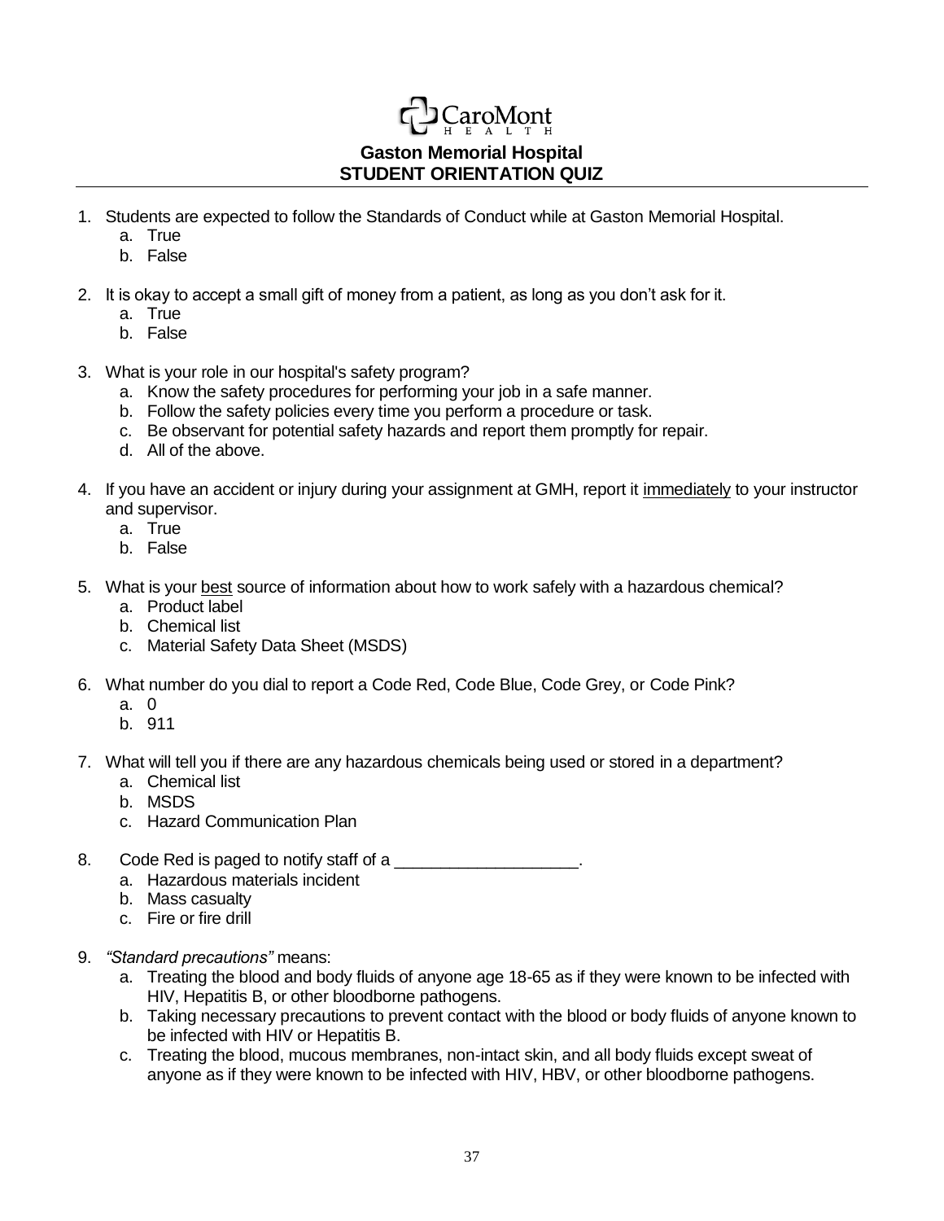CaroMont HEALTH

**Gaston Memorial Hospital**
**STUDENT ORIENTATION QUIZ**

1. Students are expected to follow the Standards of Conduct while at Gaston Memorial Hospital.
   a. True
   b. False

2. It is okay to accept a small gift of money from a patient, as long as you don't ask for it.
   a. True
   b. False

3. What is your role in our hospital's safety program?
   a. Know the safety procedures for performing your job in a safe manner.
   b. Follow the safety policies every time you perform a procedure or task.
   c. Be observant for potential safety hazards and report them promptly for repair.
   d. All of the above.

4. If you have an accident or injury during your assignment at GMH, report it <u>immediately</u> to your instructor and supervisor.
   a. True
   b. False

5. What is your <u>best</u> source of information about how to work safely with a hazardous chemical?
   a. Product label
   b. Chemical list
   c. Material Safety Data Sheet (MSDS)

6. What number do you dial to report a Code Red, Code Blue, Code Grey, or Code Pink?
   a. 0
   b. 911

7. What will tell you if there are any hazardous chemicals being used or stored in a department?
   a. Chemical list
   b. MSDS
   c. Hazard Communication Plan

8. Code Red is paged to notify staff of a ____________________.
   a. Hazardous materials incident
   b. Mass casualty
   c. Fire or fire drill

9. *"Standard precautions"* means:
   a. Treating the blood and body fluids of anyone age 18-65 as if they were known to be infected with HIV, Hepatitis B, or other bloodborne pathogens.
   b. Taking necessary precautions to prevent contact with the blood or body fluids of anyone known to be infected with HIV or Hepatitis B.
   c. Treating the blood, mucous membranes, non-intact skin, and all body fluids except sweat of anyone as if they were known to be infected with HIV, HBV, or other bloodborne pathogens.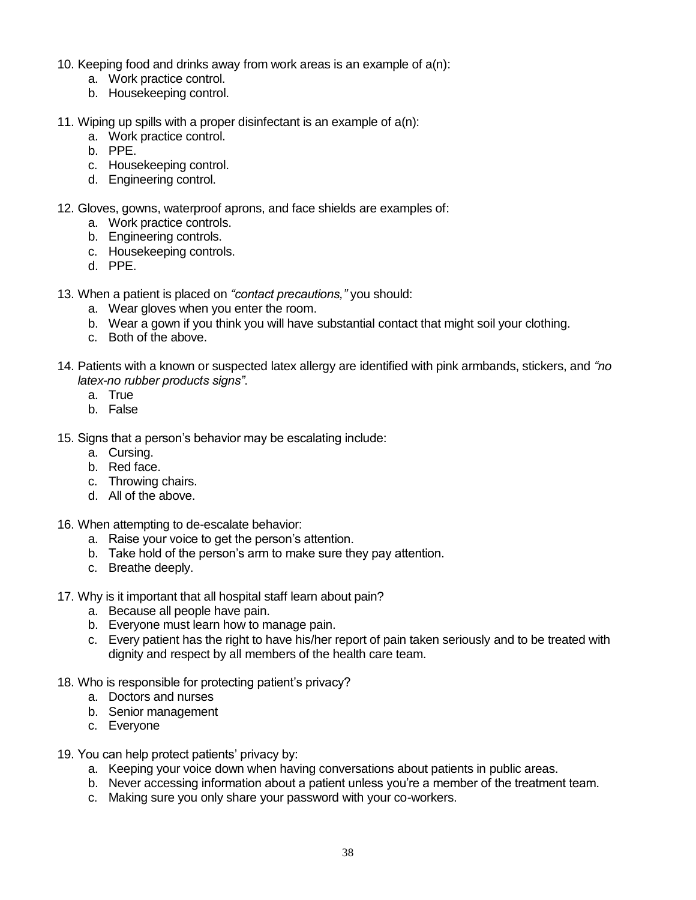10. Keeping food and drinks away from work areas is an example of a(n):
    a. Work practice control.
    b. Housekeeping control.

11. Wiping up spills with a proper disinfectant is an example of a(n):
    a. Work practice control.
    b. PPE.
    c. Housekeeping control.
    d. Engineering control.

12. Gloves, gowns, waterproof aprons, and face shields are examples of:
    a. Work practice controls.
    b. Engineering controls.
    c. Housekeeping controls.
    d. PPE.

13. When a patient is placed on *"contact precautions,"* you should:
    a. Wear gloves when you enter the room.
    b. Wear a gown if you think you will have substantial contact that might soil your clothing.
    c. Both of the above.

14. Patients with a known or suspected latex allergy are identified with pink armbands, stickers, and *"no latex-no rubber products signs"*.
    a. True
    b. False

15. Signs that a person's behavior may be escalating include:
    a. Cursing.
    b. Red face.
    c. Throwing chairs.
    d. All of the above.

16. When attempting to de-escalate behavior:
    a. Raise your voice to get the person's attention.
    b. Take hold of the person's arm to make sure they pay attention.
    c. Breathe deeply.

17. Why is it important that all hospital staff learn about pain?
    a. Because all people have pain.
    b. Everyone must learn how to manage pain.
    c. Every patient has the right to have his/her report of pain taken seriously and to be treated with dignity and respect by all members of the health care team.

18. Who is responsible for protecting patient's privacy?
    a. Doctors and nurses
    b. Senior management
    c. Everyone

19. You can help protect patients' privacy by:
    a. Keeping your voice down when having conversations about patients in public areas.
    b. Never accessing information about a patient unless you're a member of the treatment team.
    c. Making sure you only share your password with your co-workers.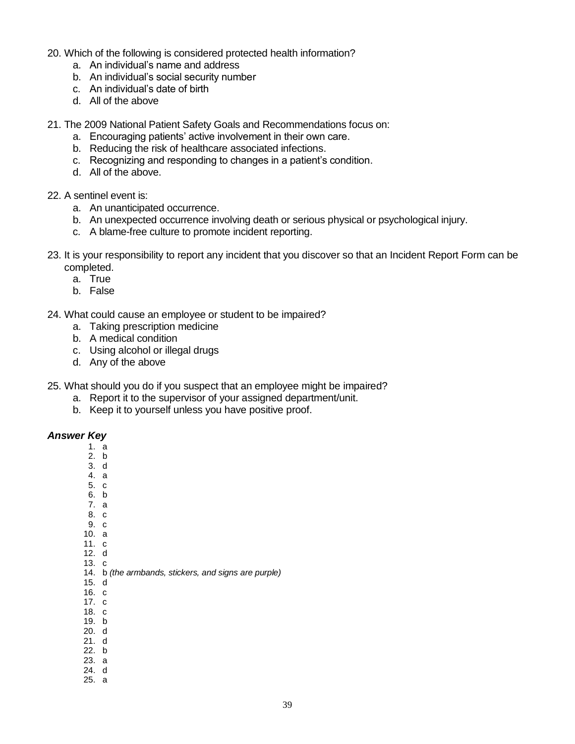20. Which of the following is considered protected health information?
    a. An individual's name and address
    b. An individual's social security number
    c. An individual's date of birth
    d. All of the above

21. The 2009 National Patient Safety Goals and Recommendations focus on:
    a. Encouraging patients' active involvement in their own care.
    b. Reducing the risk of healthcare associated infections.
    c. Recognizing and responding to changes in a patient's condition.
    d. All of the above.

22. A sentinel event is:
    a. An unanticipated occurrence.
    b. An unexpected occurrence involving death or serious physical or psychological injury.
    c. A blame-free culture to promote incident reporting.

23. It is your responsibility to report any incident that you discover so that an Incident Report Form can be completed.
    a. True
    b. False

24. What could cause an employee or student to be impaired?
    a. Taking prescription medicine
    b. A medical condition
    c. Using alcohol or illegal drugs
    d. Any of the above

25. What should you do if you suspect that an employee might be impaired?
    a. Report it to the supervisor of your assigned department/unit.
    b. Keep it to yourself unless you have positive proof.

***Answer Key***

1. a
2. b
3. d
4. a
5. c
6. b
7. a
8. c
9. c
10. a
11. c
12. d
13. c
14. b *(the armbands, stickers, and signs are purple)*
15. d
16. c
17. c
18. c
19. b
20. d
21. d
22. b
23. a
24. d
25. a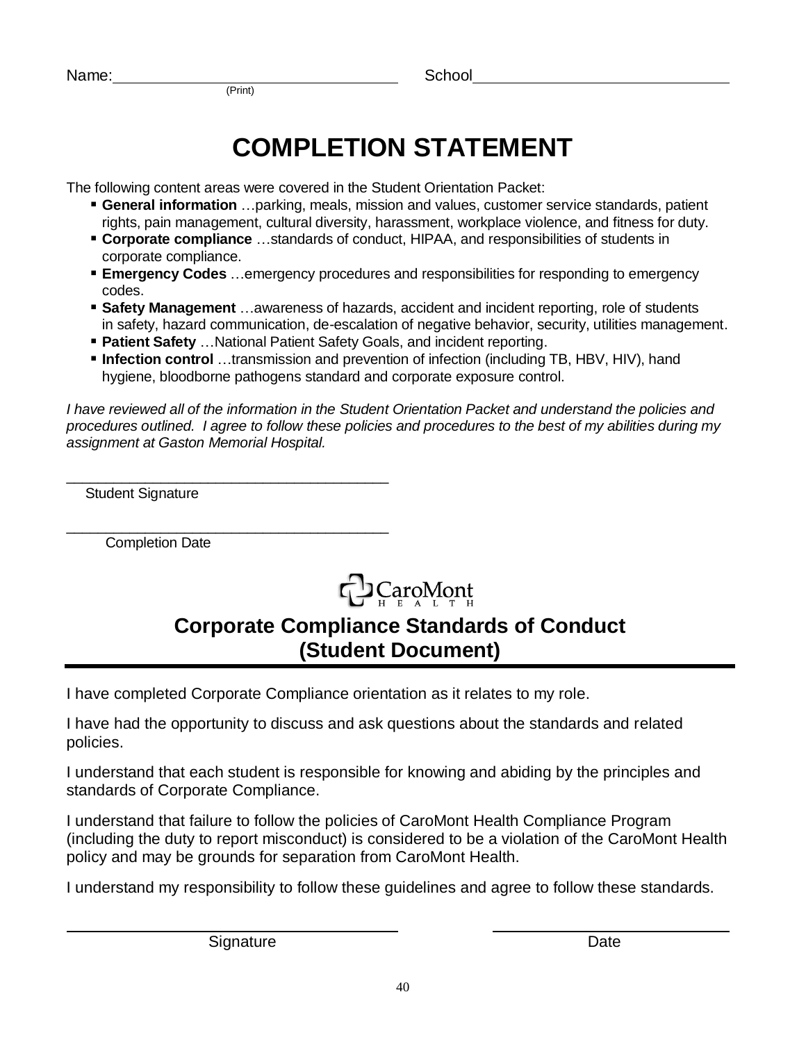Name: ______________________________ School ______________________________
(Print)

# COMPLETION STATEMENT

The following content areas were covered in the Student Orientation Packet:

- **General information** …parking, meals, mission and values, customer service standards, patient rights, pain management, cultural diversity, harassment, workplace violence, and fitness for duty.
- **Corporate compliance** …standards of conduct, HIPAA, and responsibilities of students in corporate compliance.
- **Emergency Codes** …emergency procedures and responsibilities for responding to emergency codes.
- **Safety Management** …awareness of hazards, accident and incident reporting, role of students in safety, hazard communication, de-escalation of negative behavior, security, utilities management.
- **Patient Safety** …National Patient Safety Goals, and incident reporting.
- **Infection control** …transmission and prevention of infection (including TB, HBV, HIV), hand hygiene, bloodborne pathogens standard and corporate exposure control.

*I have reviewed all of the information in the Student Orientation Packet and understand the policies and procedures outlined. I agree to follow these policies and procedures to the best of my abilities during my assignment at Gaston Memorial Hospital.*

______________________________________
Student Signature

______________________________________
Completion Date

CaroMont HEALTH

## Corporate Compliance Standards of Conduct (Student Document)

I have completed Corporate Compliance orientation as it relates to my role.

I have had the opportunity to discuss and ask questions about the standards and related policies.

I understand that each student is responsible for knowing and abiding by the principles and standards of Corporate Compliance.

I understand that failure to follow the policies of CaroMont Health Compliance Program (including the duty to report misconduct) is considered to be a violation of the CaroMont Health policy and may be grounds for separation from CaroMont Health.

I understand my responsibility to follow these guidelines and agree to follow these standards.

______________________________________ ______________________________
Signature Date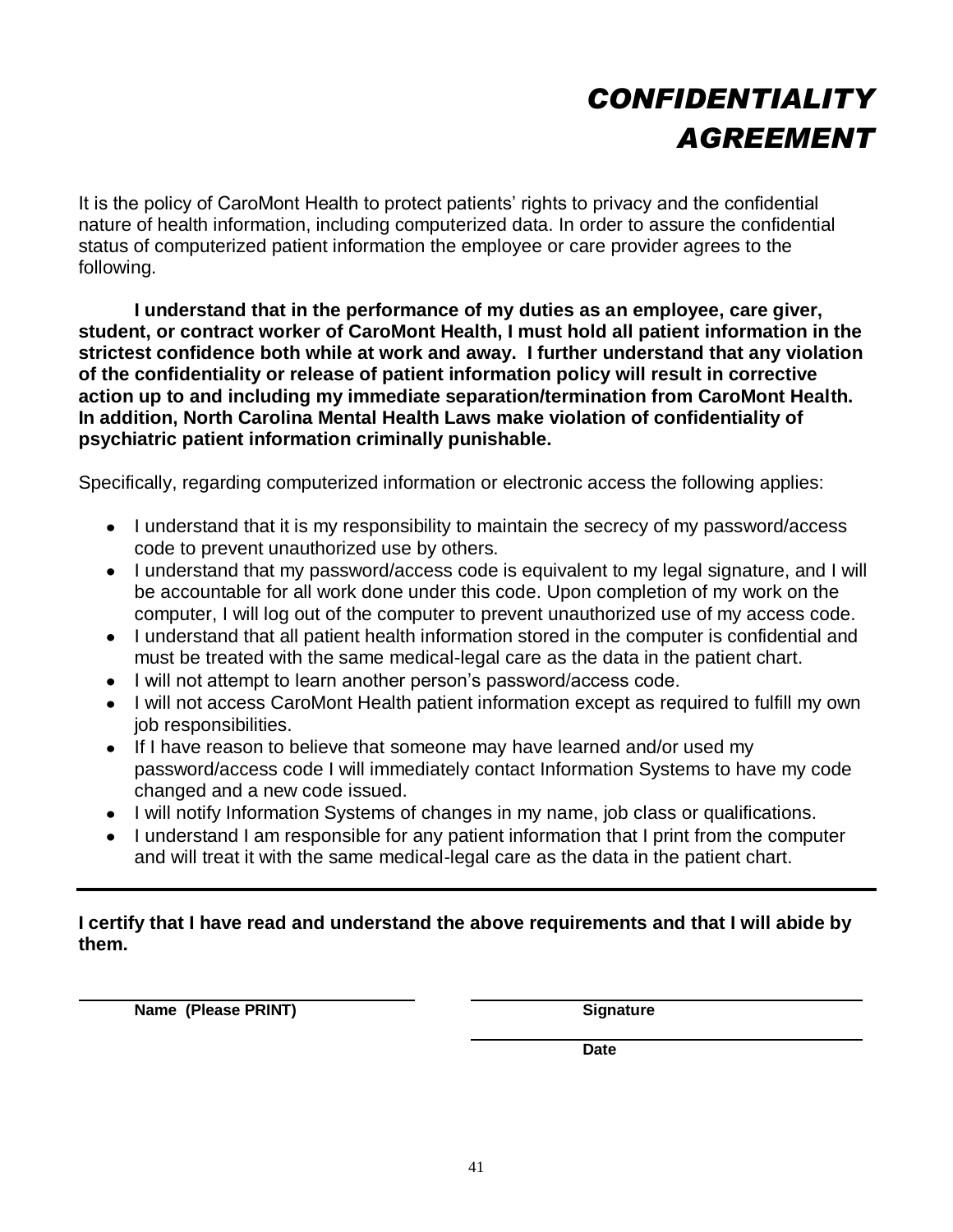# *CONFIDENTIALITY AGREEMENT*

It is the policy of CaroMont Health to protect patients' rights to privacy and the confidential nature of health information, including computerized data. In order to assure the confidential status of computerized patient information the employee or care provider agrees to the following.

**I understand that in the performance of my duties as an employee, care giver, student, or contract worker of CaroMont Health, I must hold all patient information in the strictest confidence both while at work and away. I further understand that any violation of the confidentiality or release of patient information policy will result in corrective action up to and including my immediate separation/termination from CaroMont Health. In addition, North Carolina Mental Health Laws make violation of confidentiality of psychiatric patient information criminally punishable.**

Specifically, regarding computerized information or electronic access the following applies:

- I understand that it is my responsibility to maintain the secrecy of my password/access code to prevent unauthorized use by others.
- I understand that my password/access code is equivalent to my legal signature, and I will be accountable for all work done under this code. Upon completion of my work on the computer, I will log out of the computer to prevent unauthorized use of my access code.
- I understand that all patient health information stored in the computer is confidential and must be treated with the same medical-legal care as the data in the patient chart.
- I will not attempt to learn another person's password/access code.
- I will not access CaroMont Health patient information except as required to fulfill my own job responsibilities.
- If I have reason to believe that someone may have learned and/or used my password/access code I will immediately contact Information Systems to have my code changed and a new code issued.
- I will notify Information Systems of changes in my name, job class or qualifications.
- I understand I am responsible for any patient information that I print from the computer and will treat it with the same medical-legal care as the data in the patient chart.

---

**I certify that I have read and understand the above requirements and that I will abide by them.**

**Name (Please PRINT)** \_\_\_\_\_\_\_\_\_\_\_\_\_\_\_\_\_\_\_\_

**Signature** \_\_\_\_\_\_\_\_\_\_\_\_\_\_\_\_\_\_\_\_

**Date** \_\_\_\_\_\_\_\_\_\_\_\_\_\_\_\_\_\_\_\_